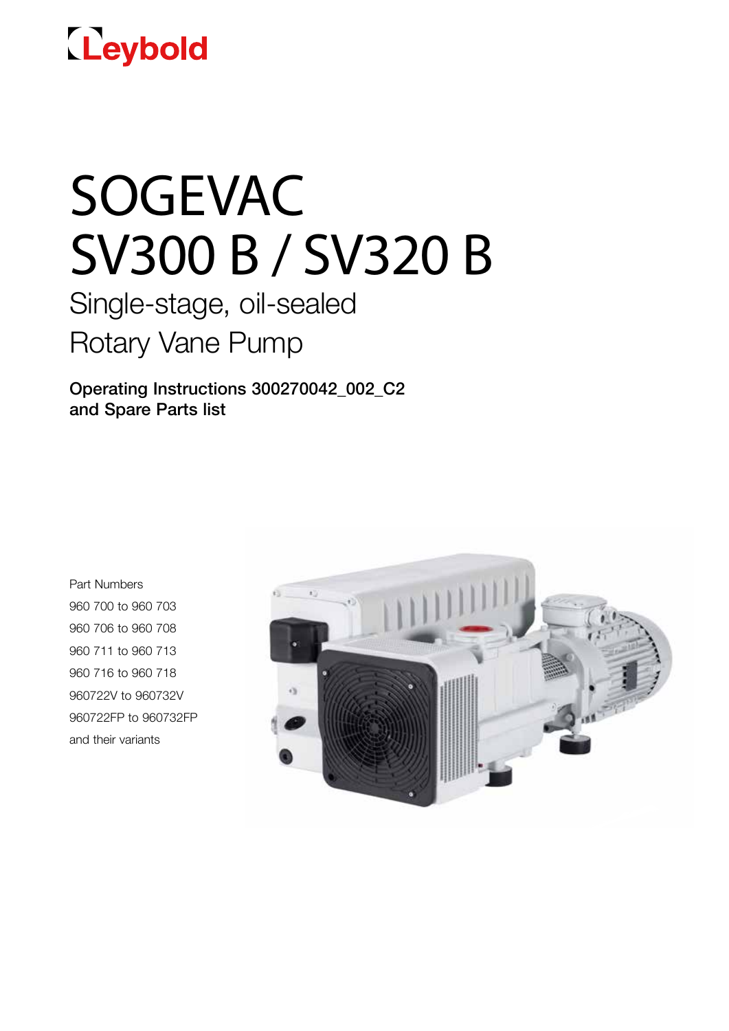Leybold

# SOGEVAC
# SV300 B / SV320 B

## Single-stage, oil-sealed Rotary Vane Pump

**Operating Instructions 300270042_002_C2**
**and Spare Parts list**

Part Numbers
960 700 to 960 703
960 706 to 960 708
960 711 to 960 713
960 716 to 960 718
960722V to 960732V
960722FP to 960732FP
and their variants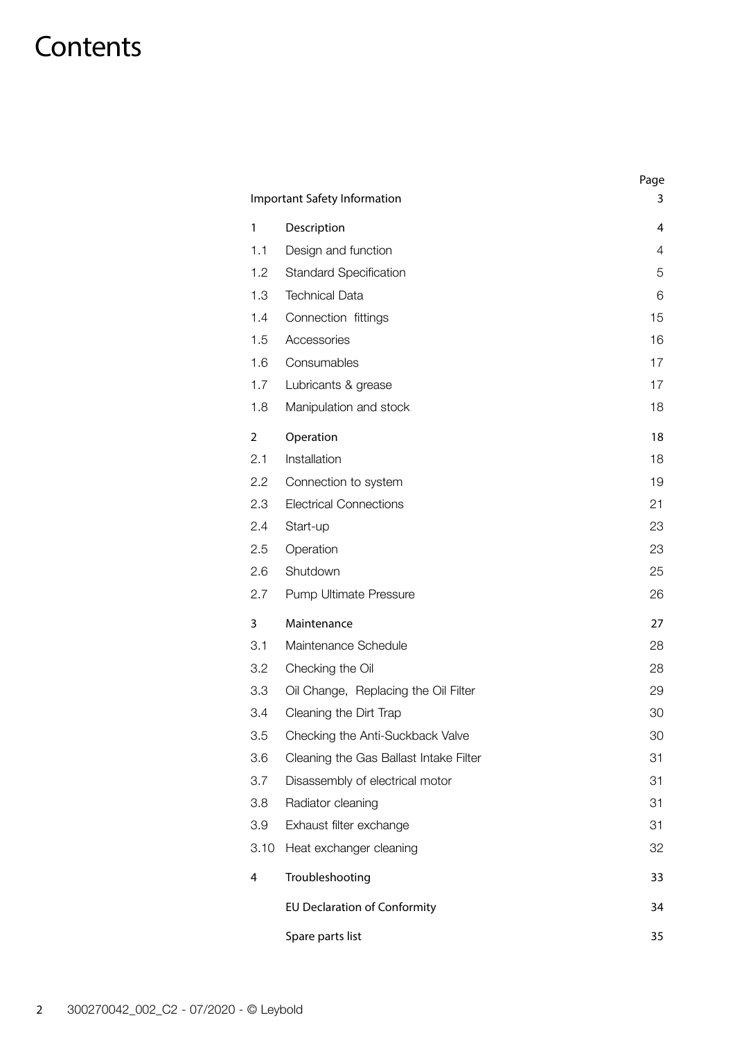# Contents

| | | Page |
|---|---|---|
| Important Safety Information | | 3 |
| 1 | Description | 4 |
| 1.1 | Design and function | 4 |
| 1.2 | Standard Specification | 5 |
| 1.3 | Technical Data | 6 |
| 1.4 | Connection  fittings | 15 |
| 1.5 | Accessories | 16 |
| 1.6 | Consumables | 17 |
| 1.7 | Lubricants & grease | 17 |
| 1.8 | Manipulation and stock | 18 |
| 2 | Operation | 18 |
| 2.1 | Installation | 18 |
| 2.2 | Connection to system | 19 |
| 2.3 | Electrical Connections | 21 |
| 2.4 | Start-up | 23 |
| 2.5 | Operation | 23 |
| 2.6 | Shutdown | 25 |
| 2.7 | Pump Ultimate Pressure | 26 |
| 3 | Maintenance | 27 |
| 3.1 | Maintenance Schedule | 28 |
| 3.2 | Checking the Oil | 28 |
| 3.3 | Oil Change,  Replacing the Oil Filter | 29 |
| 3.4 | Cleaning the Dirt Trap | 30 |
| 3.5 | Checking the Anti-Suckback Valve | 30 |
| 3.6 | Cleaning the Gas Ballast Intake Filter | 31 |
| 3.7 | Disassembly of electrical motor | 31 |
| 3.8 | Radiator cleaning | 31 |
| 3.9 | Exhaust filter exchange | 31 |
| 3.10 | Heat exchanger cleaning | 32 |
| 4 | Troubleshooting | 33 |
| | EU Declaration of Conformity | 34 |
| | Spare parts list | 35 |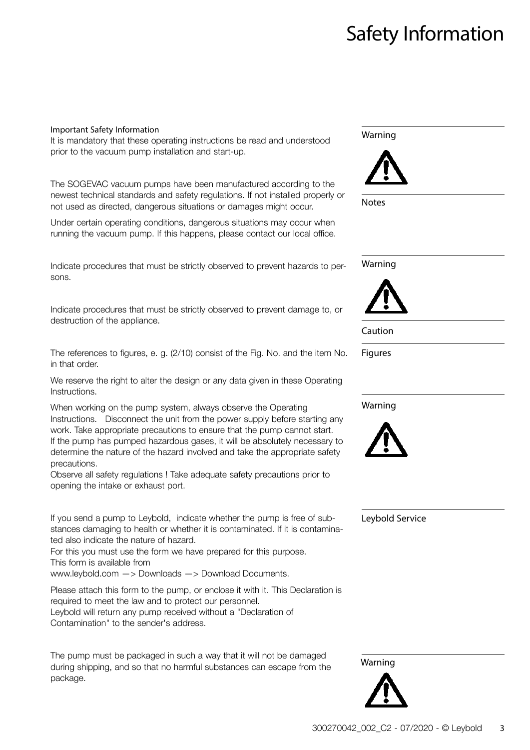# Safety Information

**Important Safety Information**

It is mandatory that these operating instructions be read and understood prior to the vacuum pump installation and start-up.

**Warning**

The SOGEVAC vacuum pumps have been manufactured according to the newest technical standards and safety regulations. If not installed properly or not used as directed, dangerous situations or damages might occur.

**Notes**

Under certain operating conditions, dangerous situations may occur when running the vacuum pump. If this happens, please contact our local office.

**Warning**

Indicate procedures that must be strictly observed to prevent hazards to persons.

**Caution**

Indicate procedures that must be strictly observed to prevent damage to, or destruction of the appliance.

**Figures**

The references to figures, e. g. (2/10) consist of the Fig. No. and the item No. in that order.

We reserve the right to alter the design or any data given in these Operating Instructions.

**Warning**

When working on the pump system, always observe the Operating Instructions. Disconnect the unit from the power supply before starting any work. Take appropriate precautions to ensure that the pump cannot start. If the pump has pumped hazardous gases, it will be absolutely necessary to determine the nature of the hazard involved and take the appropriate safety precautions.

Observe all safety regulations ! Take adequate safety precautions prior to opening the intake or exhaust port.

**Leybold Service**

If you send a pump to Leybold, indicate whether the pump is free of substances damaging to health or whether it is contaminated. If it is contaminated also indicate the nature of hazard.

For this you must use the form we have prepared for this purpose.

This form is available from

www.leybold.com —> Downloads —> Download Documents.

Please attach this form to the pump, or enclose it with it. This Declaration is required to meet the law and to protect our personnel.

Leybold will return any pump received without a "Declaration of Contamination" to the sender's address.

**Warning**

The pump must be packaged in such a way that it will not be damaged during shipping, and so that no harmful substances can escape from the package.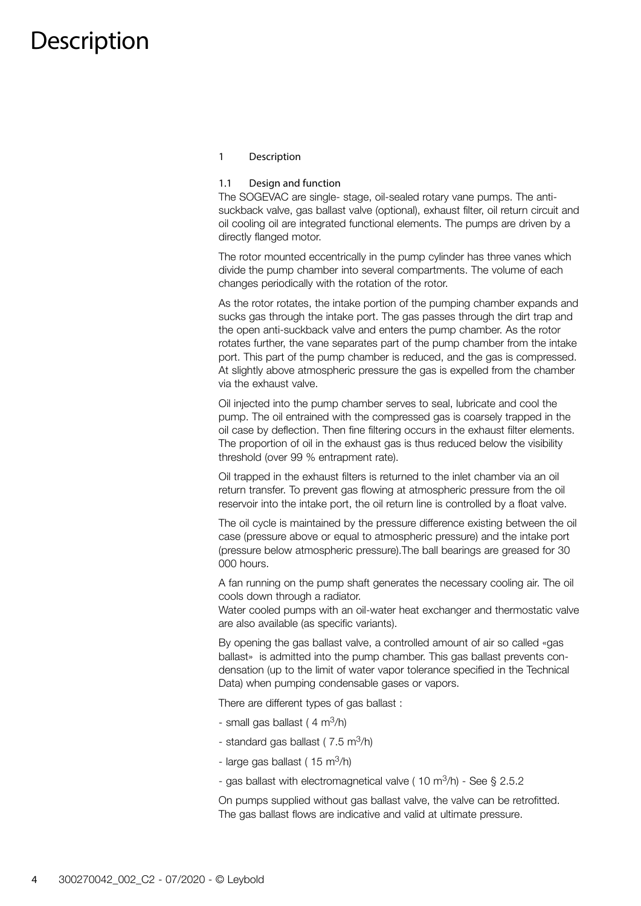# Description

## 1 Description

### 1.1 Design and function

The SOGEVAC are single- stage, oil-sealed rotary vane pumps. The anti-suckback valve, gas ballast valve (optional), exhaust filter, oil return circuit and oil cooling oil are integrated functional elements. The pumps are driven by a directly flanged motor.

The rotor mounted eccentrically in the pump cylinder has three vanes which divide the pump chamber into several compartments. The volume of each changes periodically with the rotation of the rotor.

As the rotor rotates, the intake portion of the pumping chamber expands and sucks gas through the intake port. The gas passes through the dirt trap and the open anti-suckback valve and enters the pump chamber. As the rotor rotates further, the vane separates part of the pump chamber from the intake port. This part of the pump chamber is reduced, and the gas is compressed. At slightly above atmospheric pressure the gas is expelled from the chamber via the exhaust valve.

Oil injected into the pump chamber serves to seal, lubricate and cool the pump. The oil entrained with the compressed gas is coarsely trapped in the oil case by deflection. Then fine filtering occurs in the exhaust filter elements. The proportion of oil in the exhaust gas is thus reduced below the visibility threshold (over 99 % entrapment rate).

Oil trapped in the exhaust filters is returned to the inlet chamber via an oil return transfer. To prevent gas flowing at atmospheric pressure from the oil reservoir into the intake port, the oil return line is controlled by a float valve.

The oil cycle is maintained by the pressure difference existing between the oil case (pressure above or equal to atmospheric pressure) and the intake port (pressure below atmospheric pressure).The ball bearings are greased for 30 000 hours.

A fan running on the pump shaft generates the necessary cooling air. The oil cools down through a radiator.
Water cooled pumps with an oil-water heat exchanger and thermostatic valve are also available (as specific variants).

By opening the gas ballast valve, a controlled amount of air so called «gas ballast» is admitted into the pump chamber. This gas ballast prevents condensation (up to the limit of water vapor tolerance specified in the Technical Data) when pumping condensable gases or vapors.

There are different types of gas ballast :

- small gas ballast ( 4 $m^3$/h)
- standard gas ballast ( 7.5 $m^3$/h)
- large gas ballast ( 15 $m^3$/h)
- gas ballast with electromagnetical valve ( 10 $m^3$/h) - See § 2.5.2

On pumps supplied without gas ballast valve, the valve can be retrofitted. The gas ballast flows are indicative and valid at ultimate pressure.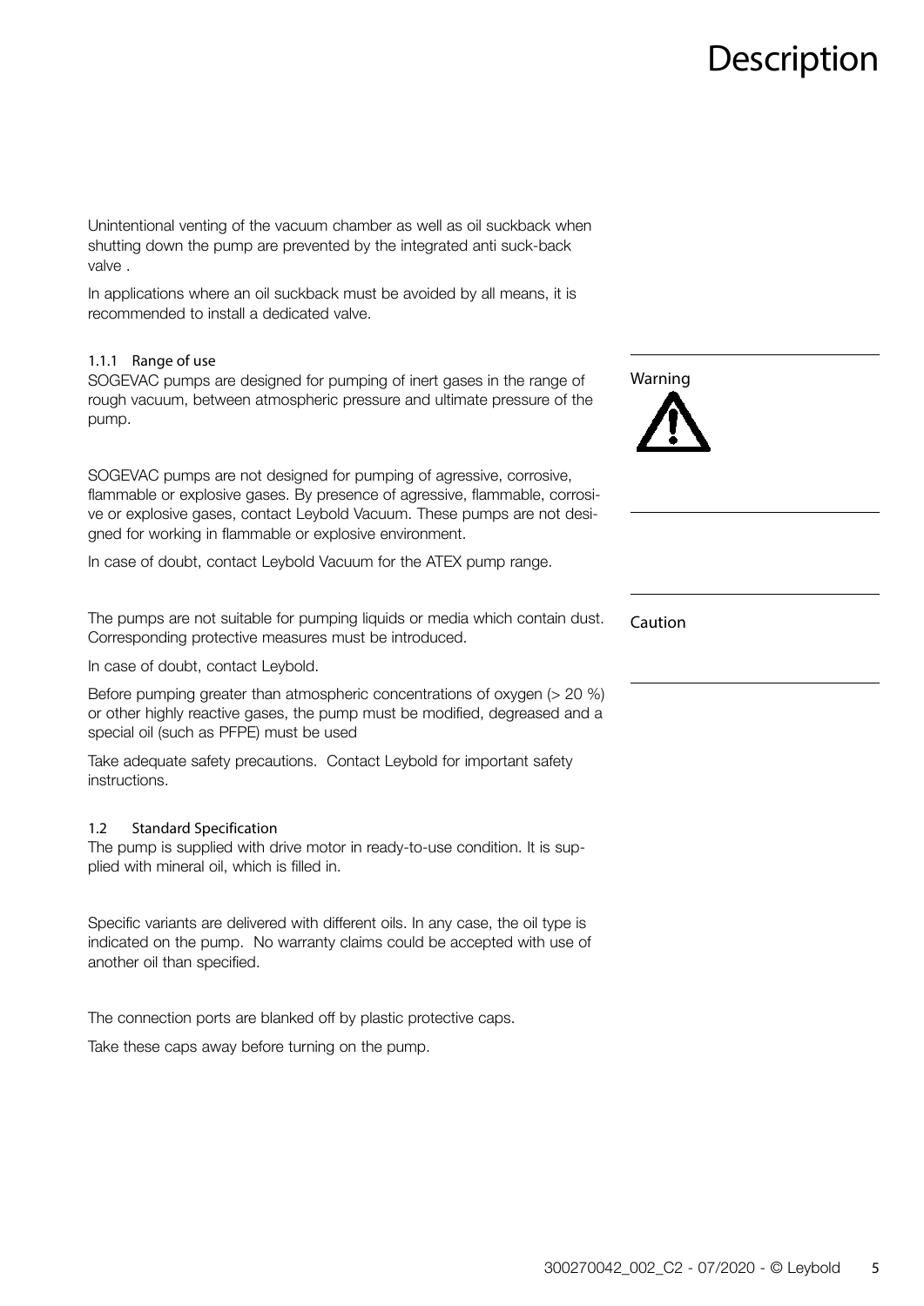# Description

Unintentional venting of the vacuum chamber as well as oil suckback when shutting down the pump are prevented by the integrated anti suck-back valve .

In applications where an oil suckback must be avoided by all means, it is recommended to install a dedicated valve.

### 1.1.1 Range of use

SOGEVAC pumps are designed for pumping of inert gases in the range of rough vacuum, between atmospheric pressure and ultimate pressure of the pump.

**Warning**

SOGEVAC pumps are not designed for pumping of agressive, corrosive, flammable or explosive gases. By presence of agressive, flammable, corrosive or explosive gases, contact Leybold Vacuum. These pumps are not designed for working in flammable or explosive environment.

In case of doubt, contact Leybold Vacuum for the ATEX pump range.

**Caution**

The pumps are not suitable for pumping liquids or media which contain dust. Corresponding protective measures must be introduced.

In case of doubt, contact Leybold.

Before pumping greater than atmospheric concentrations of oxygen (> 20 %) or other highly reactive gases, the pump must be modified, degreased and a special oil (such as PFPE) must be used

Take adequate safety precautions. Contact Leybold for important safety instructions.

## 1.2 Standard Specification

The pump is supplied with drive motor in ready-to-use condition. It is supplied with mineral oil, which is filled in.

Specific variants are delivered with different oils. In any case, the oil type is indicated on the pump. No warranty claims could be accepted with use of another oil than specified.

The connection ports are blanked off by plastic protective caps.

Take these caps away before turning on the pump.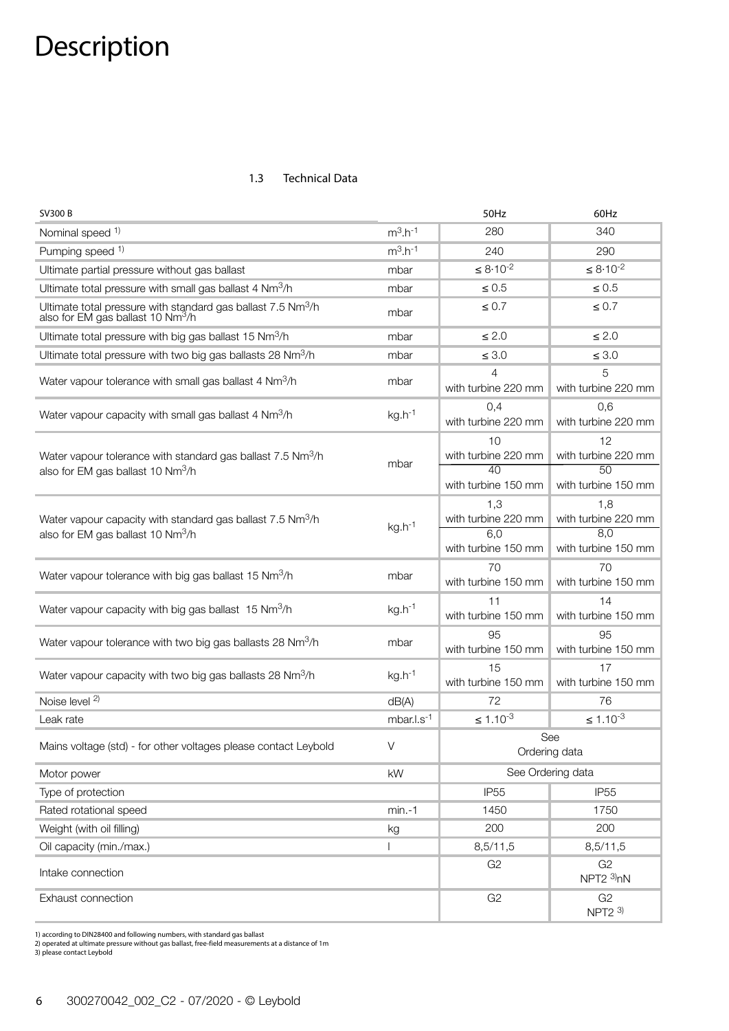# Description

### 1.3 Technical Data

| SV300 B | | 50Hz | 60Hz |
|---|---|---|---|
| Nominal speed [1] | $m^3.h^{-1}$ | 280 | 340 |
| Pumping speed [1] | $m^3.h^{-1}$ | 240 | 290 |
| Ultimate partial pressure without gas ballast | mbar | $\leq 8 \cdot 10^{-2}$ | $\leq 8 \cdot 10^{-2}$ |
| Ultimate total pressure with small gas ballast 4 $Nm^3/h$ | mbar | ≤ 0.5 | ≤ 0.5 |
| Ultimate total pressure with standard gas ballast 7.5 $Nm^3/h$ also for EM gas ballast 10 $Nm^3/h$ | mbar | ≤ 0.7 | ≤ 0.7 |
| Ultimate total pressure with big gas ballast 15 $Nm^3/h$ | mbar | ≤ 2.0 | ≤ 2.0 |
| Ultimate total pressure with two big gas ballasts 28 $Nm^3/h$ | mbar | ≤ 3.0 | ≤ 3.0 |
| Water vapour tolerance with small gas ballast 4 $Nm^3/h$ | mbar | 4 with turbine 220 mm | 5 with turbine 220 mm |
| Water vapour capacity with small gas ballast 4 $Nm^3/h$ | $kg.h^{-1}$ | 0,4 with turbine 220 mm | 0,6 with turbine 220 mm |
| Water vapour tolerance with standard gas ballast 7.5 $Nm^3/h$ also for EM gas ballast 10 $Nm^3/h$ | mbar | 10 with turbine 220 mm | 12 with turbine 220 mm |
| | | 40 with turbine 150 mm | 50 with turbine 150 mm |
| Water vapour capacity with standard gas ballast 7.5 $Nm^3/h$ also for EM gas ballast 10 $Nm^3/h$ | $kg.h^{-1}$ | 1,3 with turbine 220 mm | 1,8 with turbine 220 mm |
| | | 6,0 with turbine 150 mm | 8,0 with turbine 150 mm |
| Water vapour tolerance with big gas ballast 15 $Nm^3/h$ | mbar | 70 with turbine 150 mm | 70 with turbine 150 mm |
| Water vapour capacity with big gas ballast 15 $Nm^3/h$ | $kg.h^{-1}$ | 11 with turbine 150 mm | 14 with turbine 150 mm |
| Water vapour tolerance with two big gas ballasts 28 $Nm^3/h$ | mbar | 95 with turbine 150 mm | 95 with turbine 150 mm |
| Water vapour capacity with two big gas ballasts 28 $Nm^3/h$ | $kg.h^{-1}$ | 15 with turbine 150 mm | 17 with turbine 150 mm |
| Noise level [2] | dB(A) | 72 | 76 |
| Leak rate | $mbar.l.s^{-1}$ | $\leq 1.10^{-3}$ | $\leq 1.10^{-3}$ |
| Mains voltage (std) - for other voltages please contact Leybold | V | See Ordering data | |
| Motor power | kW | See Ordering data | |
| Type of protection | | IP55 | IP55 |
| Rated rotational speed | min.-1 | 1450 | 1750 |
| Weight (with oil filling) | kg | 200 | 200 |
| Oil capacity (min./max.) | l | 8,5/11,5 | 8,5/11,5 |
| Intake connection | | G2 | G2 NPT2 [3]nN |
| Exhaust connection | | G2 | G2 NPT2 [3] |

1) according to DIN28400 and following numbers, with standard gas ballast
2) operated at ultimate pressure without gas ballast, free-field measurements at a distance of 1m
3) please contact Leybold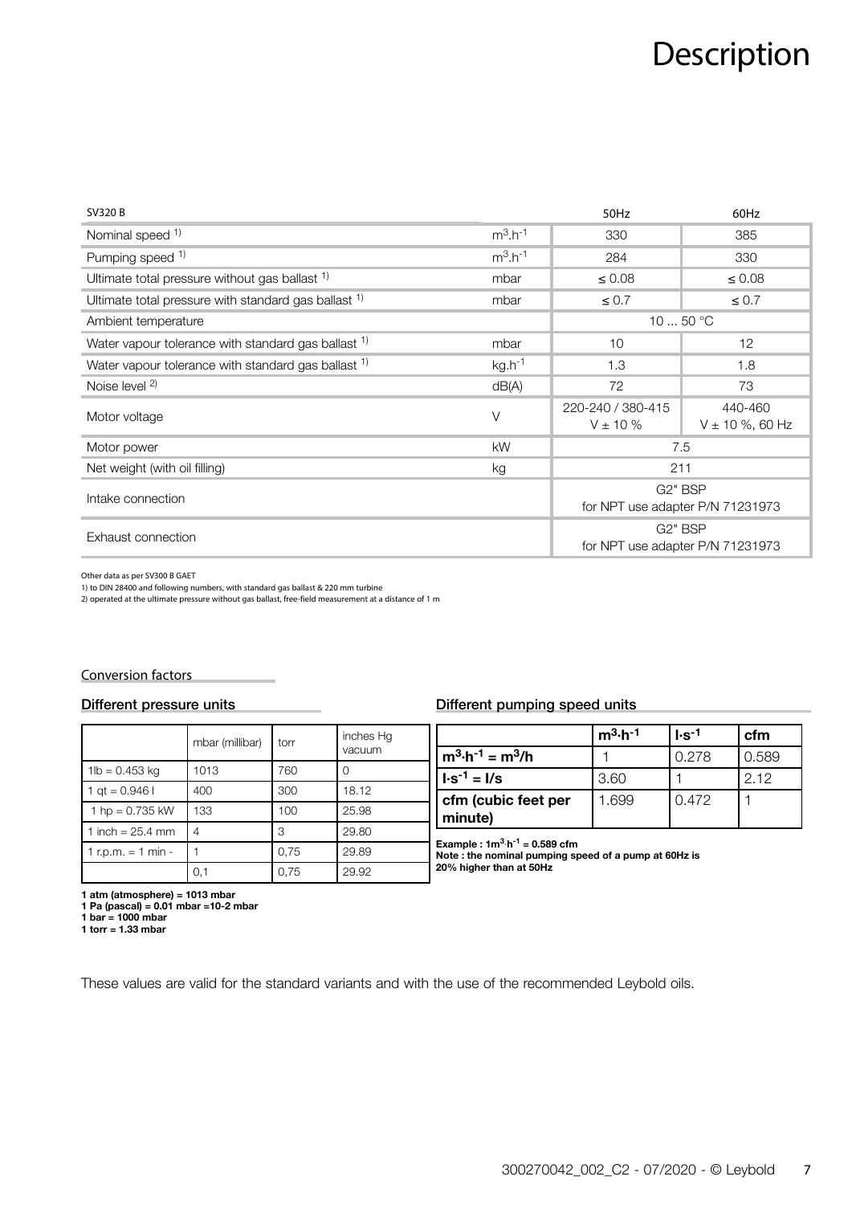# Description

| SV320 B | | 50Hz | 60Hz |
|---|---|---|---|
| Nominal speed [1] | $m^3.h^{-1}$ | 330 | 385 |
| Pumping speed [1] | $m^3.h^{-1}$ | 284 | 330 |
| Ultimate total pressure without gas ballast [1] | mbar | ≤ 0.08 | ≤ 0.08 |
| Ultimate total pressure with standard gas ballast [1] | mbar | ≤ 0.7 | ≤ 0.7 |
| Ambient temperature | | 10 ... 50 °C | |
| Water vapour tolerance with standard gas ballast [1] | mbar | 10 | 12 |
| Water vapour tolerance with standard gas ballast [1] | $kg.h^{-1}$ | 1.3 | 1.8 |
| Noise level [2] | dB(A) | 72 | 73 |
| Motor voltage | V | 220-240 / 380-415 V ± 10 % | 440-460 V ± 10 %, 60 Hz |
| Motor power | kW | 7.5 | |
| Net weight (with oil filling) | kg | 211 | |
| Intake connection | | G2" BSP for NPT use adapter P/N 71231973 | |
| Exhaust connection | | G2" BSP for NPT use adapter P/N 71231973 | |

Other data as per SV300 B GAET

1) to DIN 28400 and following numbers, with standard gas ballast & 220 mm turbine

2) operated at the ultimate pressure without gas ballast, free-field measurement at a distance of 1 m

## Conversion factors

### Different pressure units

| | mbar (millibar) | torr | inches Hg vacuum |
|---|---|---|---|
| 1lb = 0.453 kg | 1013 | 760 | 0 |
| 1 qt = 0.946 l | 400 | 300 | 18.12 |
| 1 hp = 0.735 kW | 133 | 100 | 25.98 |
| 1 inch = 25.4 mm | 4 | 3 | 29.80 |
| 1 r.p.m. = 1 min - | 1 | 0,75 | 29.89 |
| | 0,1 | 0,75 | 29.92 |

**1 atm (atmosphere) = 1013 mbar**
**1 Pa (pascal) = 0.01 mbar =10-2 mbar**
**1 bar = 1000 mbar**
**1 torr = 1.33 mbar**

### Different pumping speed units

| | $m^3{\cdot}h^{-1}$ | $l{\cdot}s^{-1}$ | cfm |
|---|---|---|---|
| $m^3{\cdot}h^{-1} = m^3/h$ | 1 | 0.278 | 0.589 |
| $l{\cdot}s^{-1}$ = l/s | 3.60 | 1 | 2.12 |
| cfm (cubic feet per minute) | 1.699 | 0.472 | 1 |

**Example : $1m^3{\cdot}h^{-1}$ = 0.589 cfm**
**Note : the nominal pumping speed of a pump at 60Hz is 20% higher than at 50Hz**

These values are valid for the standard variants and with the use of the recommended Leybold oils.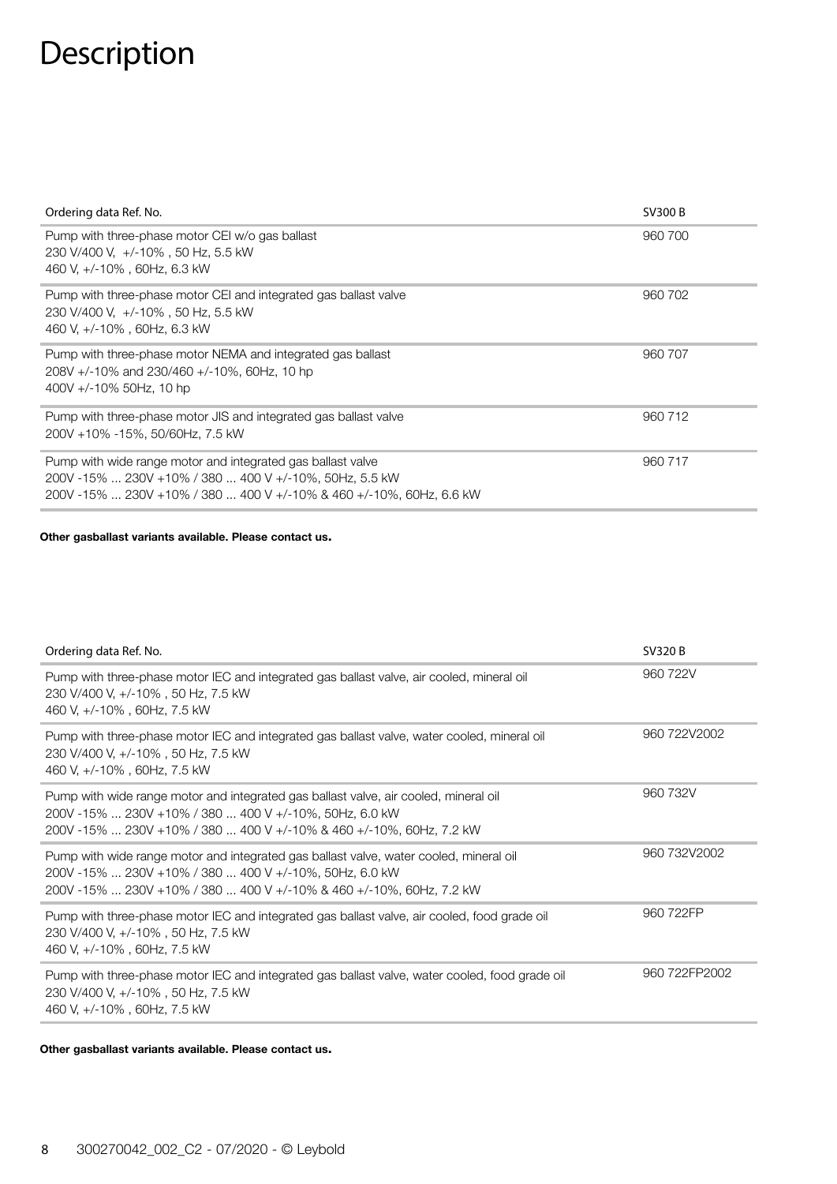# Description

| Ordering data Ref. No. | SV300 B |
| --- | --- |
| Pump with three-phase motor CEI w/o gas ballast<br>230 V/400 V, +/-10% , 50 Hz, 5.5 kW<br>460 V, +/-10% , 60Hz, 6.3 kW | 960 700 |
| Pump with three-phase motor CEI and integrated gas ballast valve<br>230 V/400 V, +/-10% , 50 Hz, 5.5 kW<br>460 V, +/-10% , 60Hz, 6.3 kW | 960 702 |
| Pump with three-phase motor NEMA and integrated gas ballast<br>208V +/-10% and 230/460 +/-10%, 60Hz, 10 hp<br>400V +/-10% 50Hz, 10 hp | 960 707 |
| Pump with three-phase motor JIS and integrated gas ballast valve<br>200V +10% -15%, 50/60Hz, 7.5 kW | 960 712 |
| Pump with wide range motor and integrated gas ballast valve<br>200V -15% ... 230V +10% / 380 ... 400 V +/-10%, 50Hz, 5.5 kW<br>200V -15% ... 230V +10% / 380 ... 400 V +/-10% & 460 +/-10%, 60Hz, 6.6 kW | 960 717 |

**Other gasballast variants available. Please contact us.**

| Ordering data Ref. No. | SV320 B |
| --- | --- |
| Pump with three-phase motor IEC and integrated gas ballast valve, air cooled, mineral oil<br>230 V/400 V, +/-10% , 50 Hz, 7.5 kW<br>460 V, +/-10% , 60Hz, 7.5 kW | 960 722V |
| Pump with three-phase motor IEC and integrated gas ballast valve, water cooled, mineral oil<br>230 V/400 V, +/-10% , 50 Hz, 7.5 kW<br>460 V, +/-10% , 60Hz, 7.5 kW | 960 722V2002 |
| Pump with wide range motor and integrated gas ballast valve, air cooled, mineral oil<br>200V -15% ... 230V +10% / 380 ... 400 V +/-10%, 50Hz, 6.0 kW<br>200V -15% ... 230V +10% / 380 ... 400 V +/-10% & 460 +/-10%, 60Hz, 7.2 kW | 960 732V |
| Pump with wide range motor and integrated gas ballast valve, water cooled, mineral oil<br>200V -15% ... 230V +10% / 380 ... 400 V +/-10%, 50Hz, 6.0 kW<br>200V -15% ... 230V +10% / 380 ... 400 V +/-10% & 460 +/-10%, 60Hz, 7.2 kW | 960 732V2002 |
| Pump with three-phase motor IEC and integrated gas ballast valve, air cooled, food grade oil<br>230 V/400 V, +/-10% , 50 Hz, 7.5 kW<br>460 V, +/-10% , 60Hz, 7.5 kW | 960 722FP |
| Pump with three-phase motor IEC and integrated gas ballast valve, water cooled, food grade oil<br>230 V/400 V, +/-10% , 50 Hz, 7.5 kW<br>460 V, +/-10% , 60Hz, 7.5 kW | 960 722FP2002 |

**Other gasballast variants available. Please contact us.**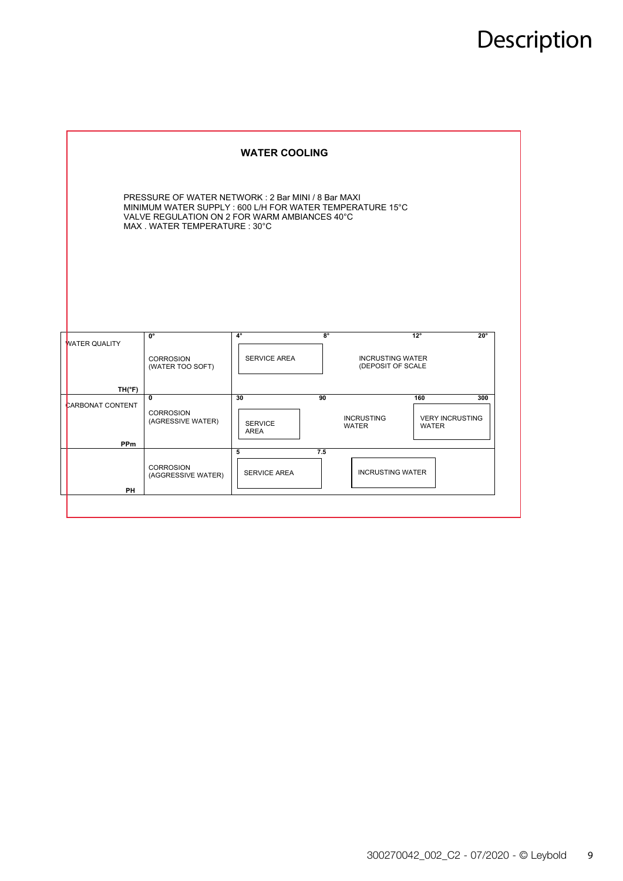## WATER COOLING

PRESSURE OF WATER NETWORK : 2 Bar MINI / 8 Bar MAXI
MINIMUM WATER SUPPLY : 600 L/H FOR WATER TEMPERATURE 15°C
VALVE REGULATION ON 2 FOR WARM AMBIANCES 40°C
MAX . WATER TEMPERATURE : 30°C

WATER QUALITY

TH(°F)

0°

CORROSION
(WATER TOO SOFT)

4°

SERVICE AREA

8°

INCRUSTING WATER
(DEPOSIT OF SCALE

12°

20°

CARBONAT CONTENT

PPm

0

CORROSION
(AGRESSIVE WATER)

30

SERVICE
AREA

90

INCRUSTING
WATER

160

VERY INCRUSTING
WATER

300

PH

CORROSION
(AGGRESSIVE WATER)

5

SERVICE AREA

7.5

INCRUSTING WATER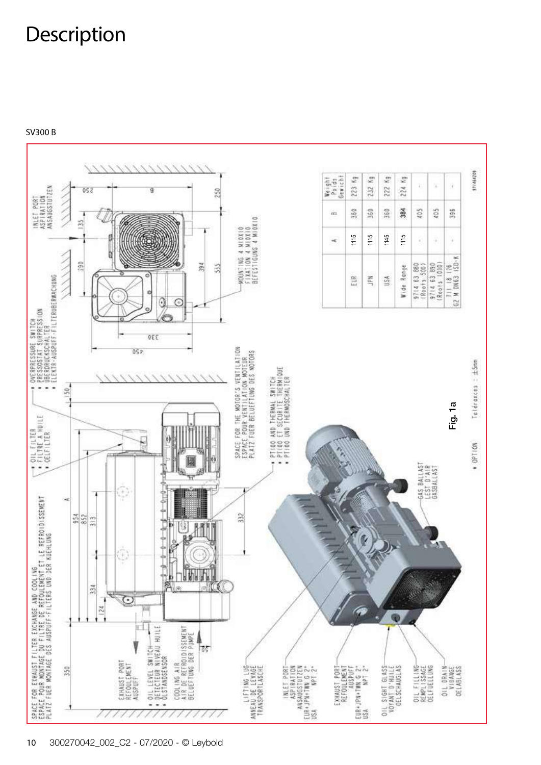# Description

SV300 B

| | A | B | Weight Poids Gewicht |
|---|---|---|---|
| EUR | 1115 | 360 | 223 Kg |
| JPN | 1115 | 360 | 232 Kg |
| USA | 1145 | 360 | 222 Kg |
| Wide Range | 1115 | 384 | 224 Kg |
| 9714 63 880 (Roots 500) | - | 405 | - |
| 9714 63 890 (Roots 1000) | - | 405 | - |
| 711 18 126 G2 M DN63 ISO-K | - | 396 | - |

SPACE FOR EXHAUST FILTER EXCHANGE AND COOLING
ESPACE POUR MONTAGE DU FILTRE DE REFOULEMENT ET LE REFROIDISSEMENT
PLATZ FUER MONTAGE DES AUSPUFF-FILTERS UND DER KUEHLUNG

OIL FILTER
FILTRE A HUILE
OELFILTER

OVERPRESSURE SWITCH
PRESSOSTAT SURPRESSION
UEBERDRUCKSCHALTER
ELEKTR-AUSPUFF-FILTERUEBERWACHUNG

INLET PORT
ASPIRATION
ANSAUGSTUTZEN

MOUNTING 4 M10X10
FIXATION 4 M10X10
BEFESTIGUNG 4 M10X10

SPACE FOR THE MOTOR'S VENTILATION
ESPACE POUR VENTILATION MOTEUR
PLATZ FUER BELUEFTUNG DES MOTORS

PT100 AND THERMAL SWITCH
PT100 ET SECURITE THERMIQUE
PT100 UND THERMOSCHALTER

EXHAUST PORT
REFOULEMENT
AUSPUFF

OIL LEVEL SWITCH
DETECTEUR NIVEAU HUILE
OELSTANDSENSOR

COOLING AIR
AIR DE REFROIDISSEMENT
BELUEFTUNG DER PUMPE

LIFTING LUG
ANNEAU DE LEVAGE
TRANSPORTLASCHE

INLET PORT
ASPIRATION
ANSAUGSTUTZEN
EUR+JPN+TWN G 2"
USA NPT 2"

EXHAUST PORT
REFOULEMENT
AUSPUFF
EUR+JPN+TWN G 2"
USA NPT 2"

OIL SIGHT GLASS
VOYANT D'HUILE
OELSCHAUGLAS

OIL FILLING
REMPLISSAGE
OELFUELLUNG

OIL DRAIN
VIDANGE
OELABLASS

GAS BALLAST
LEST D'AIR
GASBALLAST

350 124 334 313 852 954 A 150 332 250 135 B 250 290 394 535 330 450 50

* OPTION

Tolérances : ±5mm

Fig. 1a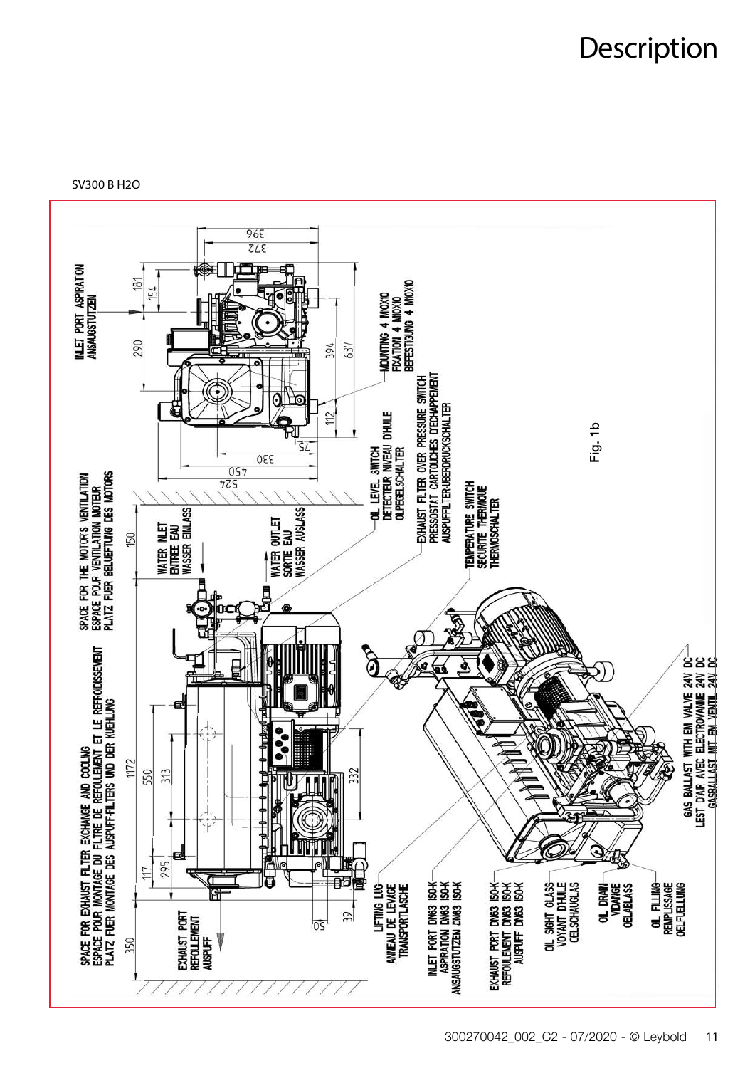SV300 B H2O

SPACE FOR EXHAUST FILTER EXCHANGE AND COOLING
ESPACE POUR MONTAGE DU FILTRE DE REFOULEMENT ET LE REFROIDISSEMENT
PLATZ FUER MONTAGE DES AUSPUFF-FILTERS UND DER KUEHLUNG

SPACE FOR THE MOTOR'S VENTILATION
ESPACE POUR VENTILATION MOTEUR
PLATZ FUER BELUEFTUNG DES MOTORS

INLET PORT ASPIRATION
ANSAUGSTUTZEN

350
1172
550
313
117
295
150
332
39
50

181
154
290
394
637
112
75
330
450
524
396
372

EXHAUST PORT
REFOULEMENT
AUSPUFF

WATER INLET
ENTREE EAU
WASSER EINLASS

WATER OUTLET
SORTIE EAU
WASSER AUSLASS

MOUNTING 4 M10X10
FIXATION 4 M10X10
BEFESTIGUNG 4 M10X10

OIL LEVEL SWITCH
DETECTEUR NIVEAU D'HUILE
OLPEGELSCHALTER

EXHAUST FILTER OVER PRESSURE SWITCH
PRESSOSTAT CARTOUCHES D'ECHAPPEMENT
AUSPUFFILTER-UBERDRUCKSCHALTER

TEMPERATURE SWITCH
SECURITE THERMIQUE
THERMOSCHALTER

LIFTING LUG
ANNEAU DE LEVAGE
TRANSPORTLASCHE

INLET PORT DN63 ISO-K
ASPIRATION DN63 ISO-K
ANSAUGSTUTZEN DN63 ISO-K

EXHAUST PORT DN63 ISO-K
REFOULEMENT DN63 ISO-K
AUSPUFF DN63 ISO-K

OIL SIGHT GLASS
VOYANT D'HUILE
OELSCHAUGLAS

OIL DRAIN
VIDANGE
OELABLASS

OIL FILLING
REMPLISSAGE
OELFUELLUNG

GAS BALLAST WITH EM VALVE 24V DC
LEST D'AIR AVEC ELECTROVANNE 24V DC
GASBALLAST MIT EM VENTIL 24V DC

Fig. 1b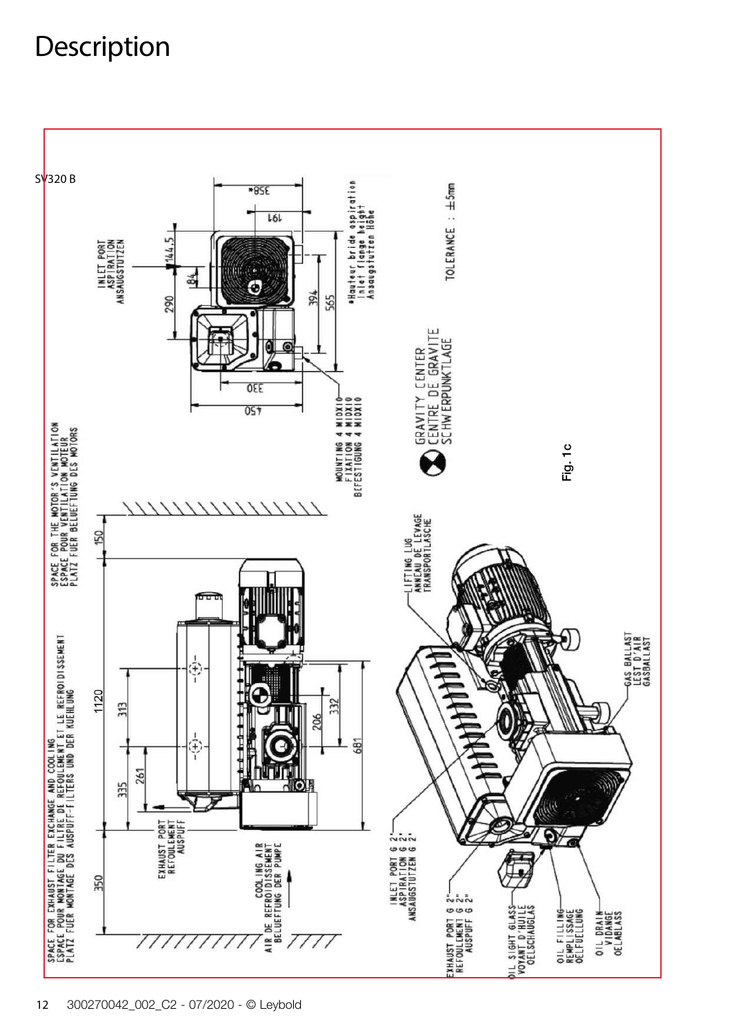# Description

SV320 B

SPACE FOR EXHAUST FILTER EXCHANGE AND COOLING
ESPACE POUR MONTAGE DU FILTRE DE REFOULEMENT ET LE REFROIDISSEMENT
PLATZ FUER MONTAGE DES AUSPUFF-FILTERS UND DER KUEHLUNG

SPACE FOR THE MOTOR'S VENTILATION
ESPACE POUR VENTILATION MOTEUR
PLATZ FUER BELUEFTUNG DES MOTORS

350
1120
150
335
261
313
206
332
681

EXHAUST PORT
REFOULEMENT
AUSPUFF

COOLING AIR
AIR DE REFROIDISSEMENT
BELUEFTUNG DER PUMPE

INLET PORT
ASPIRATION
ANSAUGSTUTZEN

290
184
144,5
191
358*
394
565
330
450

MOUNTING 4 M10X10
FIXATION 4 M10X10
BEFESTIGUNG 4 M10X10

*Hauteur bride aspiration
Inlet flange height
Ansaugstutzen Höhe

TOLERANCE : ±5mm

GRAVITY CENTER
CENTRE DE GRAVITE
SCHWERPUNKTLAGE

LIFTING LUG
ANNEAU DE LEVAGE
TRANSPORTLASCHE

GAS BALLAST
LEST D'AIR
GASBALLAST

INLET PORT G 2"
ASPIRATION G 2"
ANSAUGSTUTZEN G 2"

EXHAUST PORT G 2"
REFOULEMENT G 2"
AUSPUFF G 2"

OIL SIGHT GLASS
VOYANT D'HUILE
OELSCHAUGLAS

OIL FILLING
REMPLISSAGE
OELFUELLUNG

OIL DRAIN
VIDANGE
OELABLASS

Fig. 1c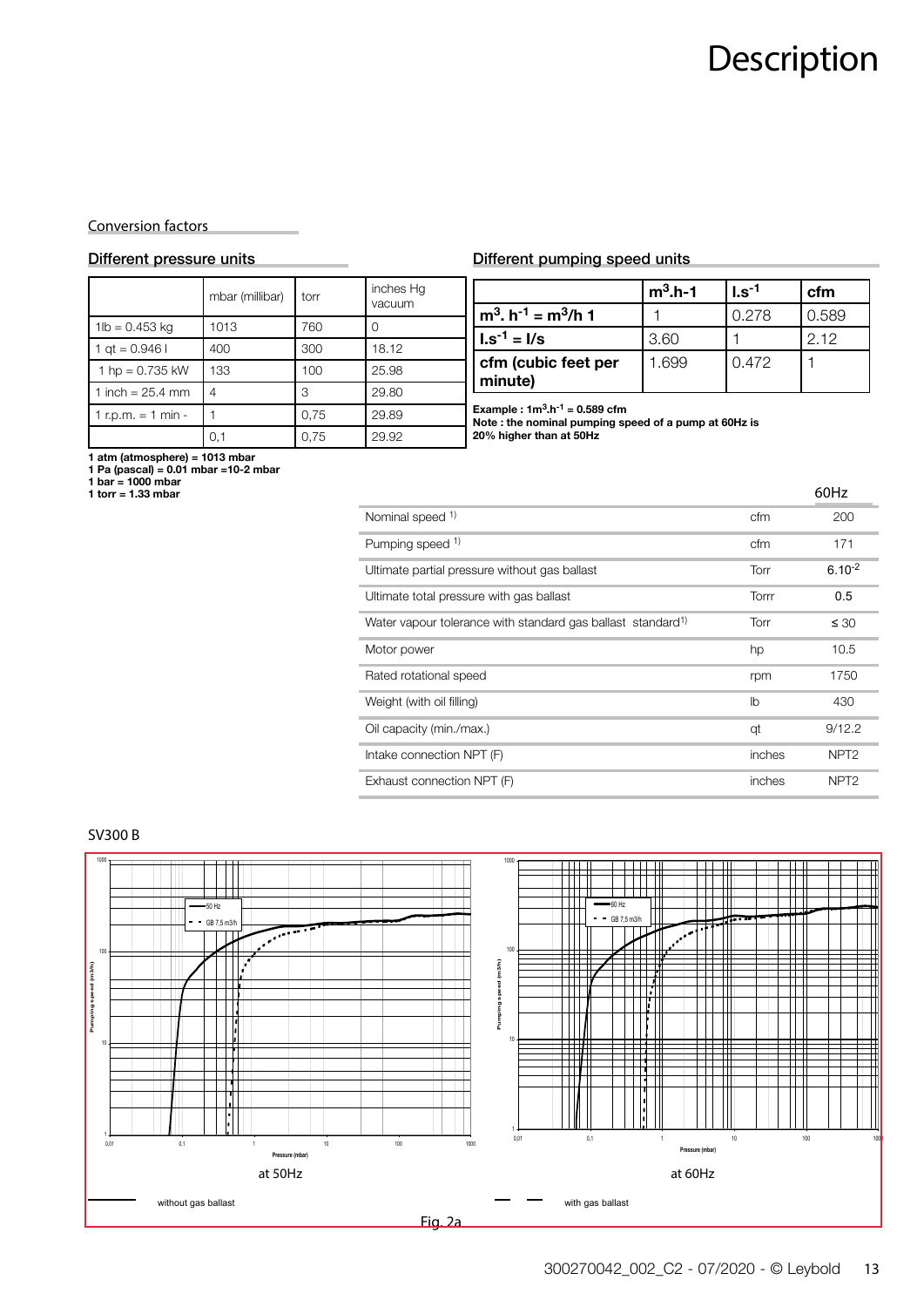# Description

Conversion factors

## Different pressure units

| | mbar (millibar) | torr | inches Hg vacuum |
|---|---|---|---|
| 1lb = 0.453 kg | 1013 | 760 | 0 |
| 1 qt = 0.946 l | 400 | 300 | 18.12 |
| 1 hp = 0.735 kW | 133 | 100 | 25.98 |
| 1 inch = 25.4 mm | 4 | 3 | 29.80 |
| 1 r.p.m. = 1 min - | 1 | 0,75 | 29.89 |
| | 0,1 | 0,75 | 29.92 |

**1 atm (atmosphere) = 1013 mbar**
**1 Pa (pascal) = 0.01 mbar =10-2 mbar**
**1 bar = 1000 mbar**
**1 torr = 1.33 mbar**

## Different pumping speed units

| | $m^3.h^{-1}$ | $l.s^{-1}$ | cfm |
|---|---|---|---|
| **$m^3.h^{-1} = m^3/h$ 1** | 1 | 0.278 | 0.589 |
| **$l.s^{-1}$ = l/s** | 3.60 | 1 | 2.12 |
| **cfm (cubic feet per minute)** | 1.699 | 0.472 | 1 |

**Example : $1m^3.h^{-1}$ = 0.589 cfm**
**Note : the nominal pumping speed of a pump at 60Hz is 20% higher than at 50Hz**

| | | 60Hz |
|---|---|---|
| Nominal speed [1] | cfm | 200 |
| Pumping speed [1] | cfm | 171 |
| Ultimate partial pressure without gas ballast | Torr | $6.10^{-2}$ |
| Ultimate total pressure with gas ballast | Torrr | 0.5 |
| Water vapour tolerance with standard gas ballast standard[1] | Torr | ≤ 30 |
| Motor power | hp | 10.5 |
| Rated rotational speed | rpm | 1750 |
| Weight (with oil filling) | lb | 430 |
| Oil capacity (min./max.) | qt | 9/12.2 |
| Intake connection NPT (F) | inches | NPT2 |
| Exhaust connection NPT (F) | inches | NPT2 |

SV300 B

1000
100
10
1
Pumping speed (m3/h)
50 Hz
GB 7,5 m3/h
0,01
0,1
1
10
100
1000
Pressure (mbar)

at 50Hz

1000
100
10
1
Pumping speed (m3/h)
60 Hz
GB 7,5 m3/h
0,01
0,1
1
10
100
1000
Pressure (mbar)

at 60Hz

without gas ballast

with gas ballast

Fig. 2a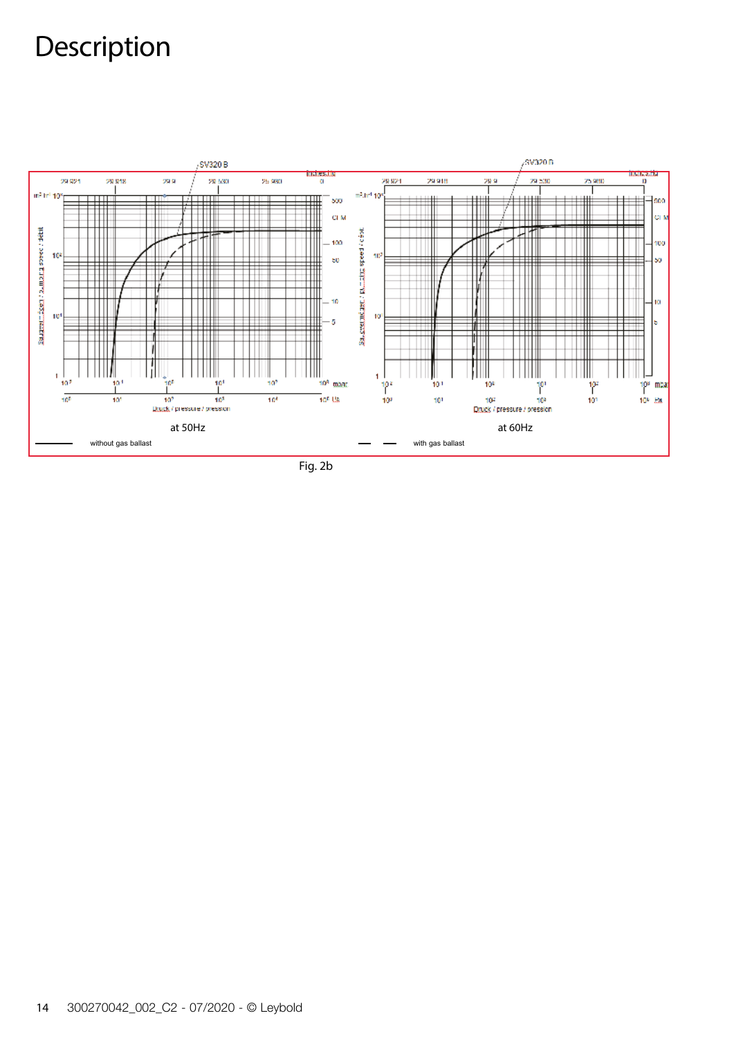# Description

SV320 B

inches Hg

29.921 28.818 29.9 29.530 25.980 0

$m^3/h$ $10^3$

500

CFM

100

50

10

5

$10^2$

$10^1$

1

Saugvermögen / pumping speed / débit

$10^{-2}$ $10^{-1}$ $10^0$ $10^1$ $10^2$ $10^3$ mbar

$10^0$ $10^1$ $10^2$ $10^3$ $10^4$ $10^5$ Pa

Druck / pressure / pression

at 50Hz

SV320 B

inches Hg

29.921 29.918 29.9 29.530 25.980 0

$m^3/h$ $10^3$

500

CFM

100

50

10

5

$10^2$

$10^1$

1

Saugvermögen / pumping speed / débit

$10^{-2}$ $10^{-1}$ $10^0$ $10^1$ $10^2$ $10^3$ mbar

$10^0$ $10^1$ $10^2$ $10^3$ $10^4$ $10^5$ Pa

Druck / pressure / pression

at 60Hz

without gas ballast

with gas ballast

Fig. 2b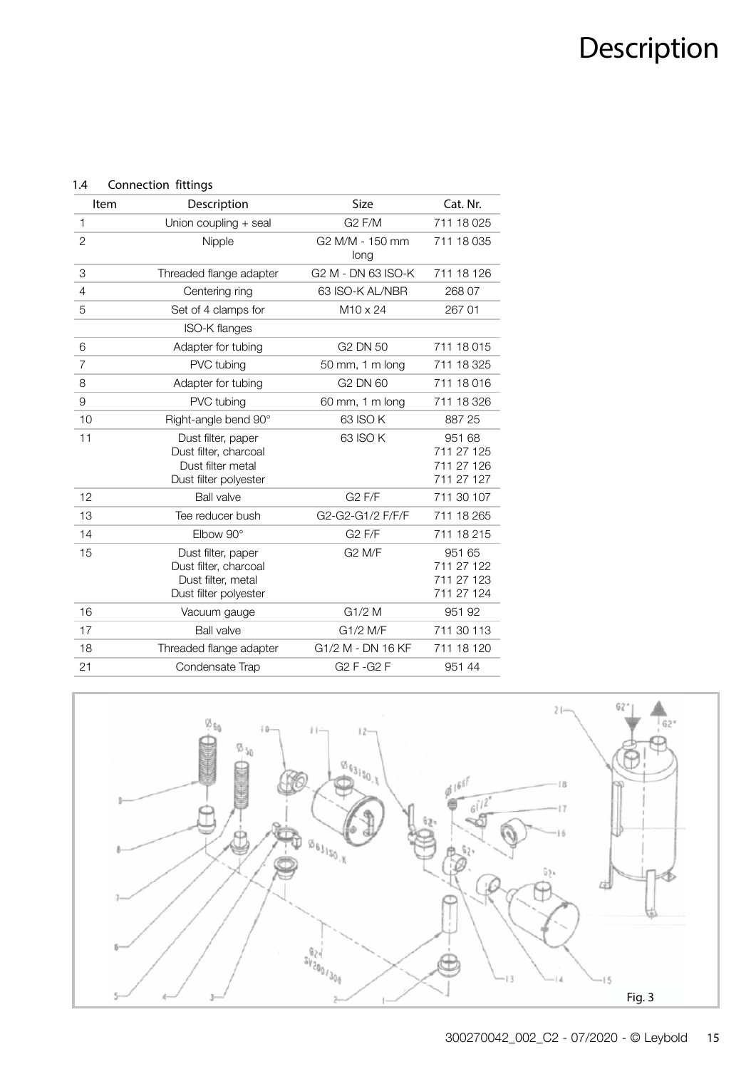## 1.4 Connection fittings

| Item | Description | Size | Cat. Nr. |
|---|---|---|---|
| 1 | Union coupling + seal | G2 F/M | 711 18 025 |
| 2 | Nipple | G2 M/M - 150 mm long | 711 18 035 |
| 3 | Threaded flange adapter | G2 M - DN 63 ISO-K | 711 18 126 |
| 4 | Centering ring | 63 ISO-K AL/NBR | 268 07 |
| 5 | Set of 4 clamps for ISO-K flanges | M10 x 24 | 267 01 |
| 6 | Adapter for tubing | G2 DN 50 | 711 18 015 |
| 7 | PVC tubing | 50 mm, 1 m long | 711 18 325 |
| 8 | Adapter for tubing | G2 DN 60 | 711 18 016 |
| 9 | PVC tubing | 60 mm, 1 m long | 711 18 326 |
| 10 | Right-angle bend 90° | 63 ISO K | 887 25 |
| 11 | Dust filter, paper<br>Dust filter, charcoal<br>Dust filter metal<br>Dust filter polyester | 63 ISO K | 951 68<br>711 27 125<br>711 27 126<br>711 27 127 |
| 12 | Ball valve | G2 F/F | 711 30 107 |
| 13 | Tee reducer bush | G2-G2-G1/2 F/F/F | 711 18 265 |
| 14 | Elbow 90° | G2 F/F | 711 18 215 |
| 15 | Dust filter, paper<br>Dust filter, charcoal<br>Dust filter, metal<br>Dust filter polyester | G2 M/F | 951 65<br>711 27 122<br>711 27 123<br>711 27 124 |
| 16 | Vacuum gauge | G1/2 M | 951 92 |
| 17 | Ball valve | G1/2 M/F | 711 30 113 |
| 18 | Threaded flange adapter | G1/2 M - DN 16 KF | 711 18 120 |
| 21 | Condensate Trap | G2 F -G2 F | 951 44 |

Fig. 3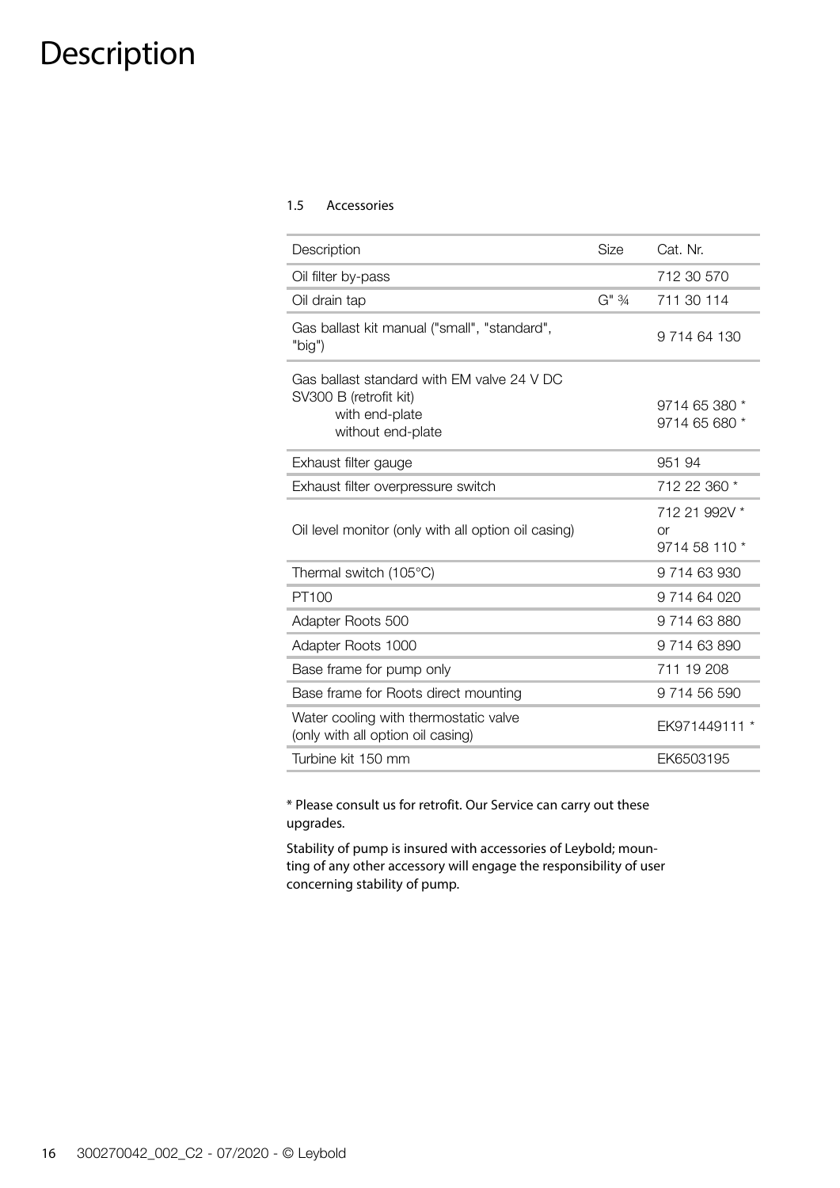# Description

### 1.5 Accessories

| Description | Size | Cat. Nr. |
|---|---|---|
| Oil filter by-pass | | 712 30 570 |
| Oil drain tap | G" ¾ | 711 30 114 |
| Gas ballast kit manual ("small", "standard", "big") | | 9 714 64 130 |
| Gas ballast standard with EM valve 24 V DC SV300 B (retrofit kit)<br>with end-plate<br>without end-plate | | 9714 65 380 *<br>9714 65 680 * |
| Exhaust filter gauge | | 951 94 |
| Exhaust filter overpressure switch | | 712 22 360 * |
| Oil level monitor (only with all option oil casing) | | 712 21 992V *<br>or<br>9714 58 110 * |
| Thermal switch (105°C) | | 9 714 63 930 |
| PT100 | | 9 714 64 020 |
| Adapter Roots 500 | | 9 714 63 880 |
| Adapter Roots 1000 | | 9 714 63 890 |
| Base frame for pump only | | 711 19 208 |
| Base frame for Roots direct mounting | | 9 714 56 590 |
| Water cooling with thermostatic valve (only with all option oil casing) | | EK971449111 * |
| Turbine kit 150 mm | | EK6503195 |

* Please consult us for retrofit. Our Service can carry out these upgrades.

Stability of pump is insured with accessories of Leybold; mounting of any other accessory will engage the responsibility of user concerning stability of pump.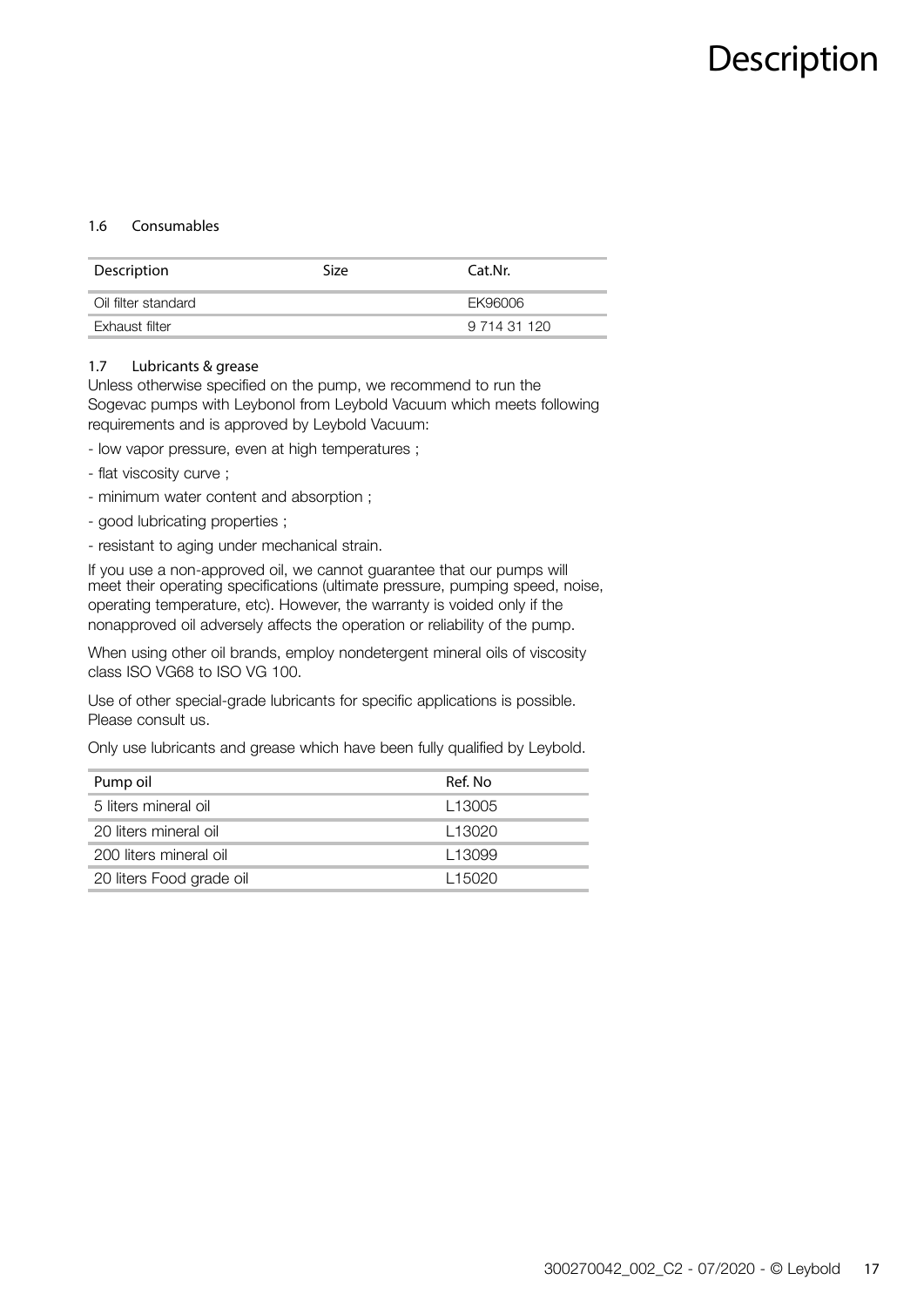### 1.6 Consumables

| Description | Size | Cat.Nr. |
|---|---|---|
| Oil filter standard | | EK96006 |
| Exhaust filter | | 9 714 31 120 |

### 1.7 Lubricants & grease

Unless otherwise specified on the pump, we recommend to run the Sogevac pumps with Leybonol from Leybold Vacuum which meets following requirements and is approved by Leybold Vacuum:

- low vapor pressure, even at high temperatures ;
- flat viscosity curve ;
- minimum water content and absorption ;
- good lubricating properties ;
- resistant to aging under mechanical strain.

If you use a non-approved oil, we cannot guarantee that our pumps will meet their operating specifications (ultimate pressure, pumping speed, noise, operating temperature, etc). However, the warranty is voided only if the nonapproved oil adversely affects the operation or reliability of the pump.

When using other oil brands, employ nondetergent mineral oils of viscosity class ISO VG68 to ISO VG 100.

Use of other special-grade lubricants for specific applications is possible. Please consult us.

Only use lubricants and grease which have been fully qualified by Leybold.

| Pump oil | Ref. No |
|---|---|
| 5 liters mineral oil | L13005 |
| 20 liters mineral oil | L13020 |
| 200 liters mineral oil | L13099 |
| 20 liters Food grade oil | L15020 |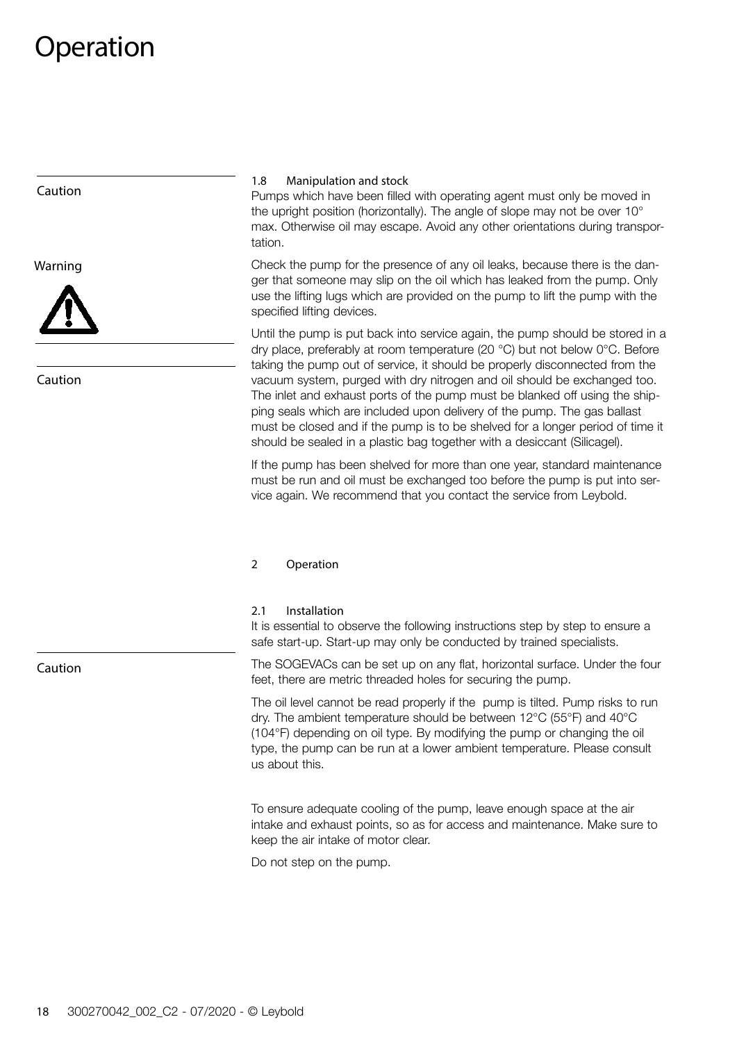# Operation

### 1.8 Manipulation and stock

Caution

Pumps which have been filled with operating agent must only be moved in the upright position (horizontally). The angle of slope may not be over 10° max. Otherwise oil may escape. Avoid any other orientations during transportation.

Warning

Check the pump for the presence of any oil leaks, because there is the danger that someone may slip on the oil which has leaked from the pump. Only use the lifting lugs which are provided on the pump to lift the pump with the specified lifting devices.

Caution

Until the pump is put back into service again, the pump should be stored in a dry place, preferably at room temperature (20 °C) but not below 0°C. Before taking the pump out of service, it should be properly disconnected from the vacuum system, purged with dry nitrogen and oil should be exchanged too. The inlet and exhaust ports of the pump must be blanked off using the shipping seals which are included upon delivery of the pump. The gas ballast must be closed and if the pump is to be shelved for a longer period of time it should be sealed in a plastic bag together with a desiccant (Silicagel).

If the pump has been shelved for more than one year, standard maintenance must be run and oil must be exchanged too before the pump is put into service again. We recommend that you contact the service from Leybold.

## 2 Operation

### 2.1 Installation

It is essential to observe the following instructions step by step to ensure a safe start-up. Start-up may only be conducted by trained specialists.

Caution

The SOGEVACs can be set up on any flat, horizontal surface. Under the four feet, there are metric threaded holes for securing the pump.

The oil level cannot be read properly if the pump is tilted. Pump risks to run dry. The ambient temperature should be between 12°C (55°F) and 40°C (104°F) depending on oil type. By modifying the pump or changing the oil type, the pump can be run at a lower ambient temperature. Please consult us about this.

To ensure adequate cooling of the pump, leave enough space at the air intake and exhaust points, so as for access and maintenance. Make sure to keep the air intake of motor clear.

Do not step on the pump.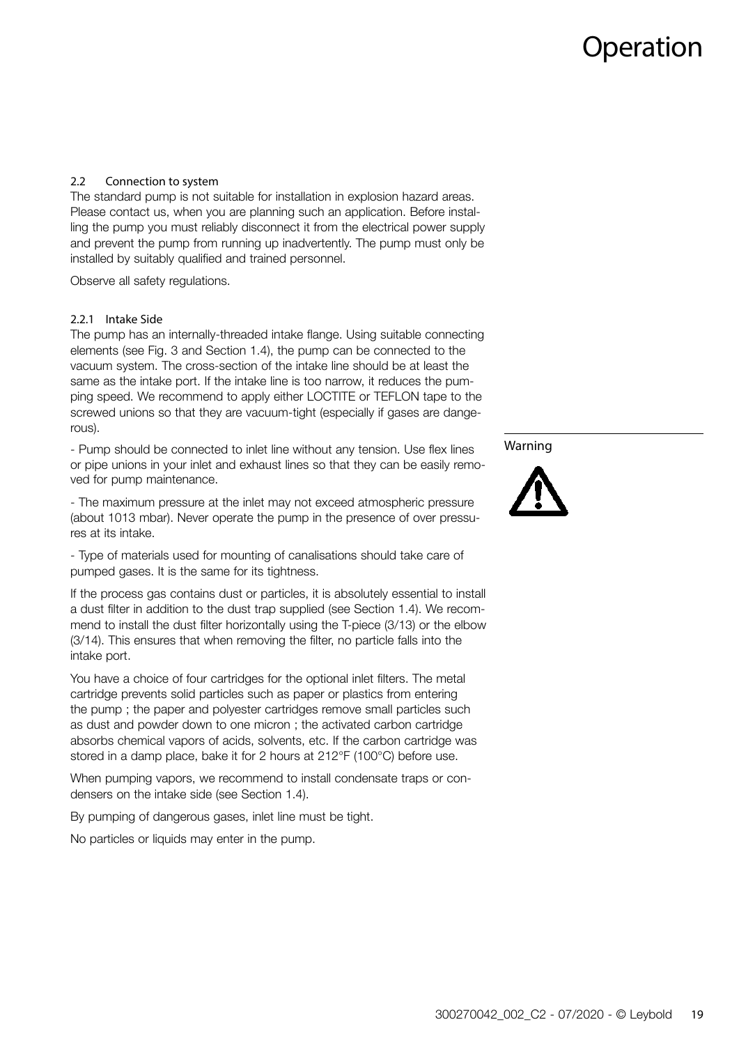## 2.2 Connection to system

The standard pump is not suitable for installation in explosion hazard areas. Please contact us, when you are planning such an application. Before installing the pump you must reliably disconnect it from the electrical power supply and prevent the pump from running up inadvertently. The pump must only be installed by suitably qualified and trained personnel.

Observe all safety regulations.

### 2.2.1 Intake Side

The pump has an internally-threaded intake flange. Using suitable connecting elements (see Fig. 3 and Section 1.4), the pump can be connected to the vacuum system. The cross-section of the intake line should be at least the same as the intake port. If the intake line is too narrow, it reduces the pumping speed. We recommend to apply either LOCTITE or TEFLON tape to the screwed unions so that they are vacuum-tight (especially if gases are dangerous).

Warning

- Pump should be connected to inlet line without any tension. Use flex lines or pipe unions in your inlet and exhaust lines so that they can be easily removed for pump maintenance.

- The maximum pressure at the inlet may not exceed atmospheric pressure (about 1013 mbar). Never operate the pump in the presence of over pressures at its intake.

- Type of materials used for mounting of canalisations should take care of pumped gases. It is the same for its tightness.

If the process gas contains dust or particles, it is absolutely essential to install a dust filter in addition to the dust trap supplied (see Section 1.4). We recommend to install the dust filter horizontally using the T-piece (3/13) or the elbow (3/14). This ensures that when removing the filter, no particle falls into the intake port.

You have a choice of four cartridges for the optional inlet filters. The metal cartridge prevents solid particles such as paper or plastics from entering the pump ; the paper and polyester cartridges remove small particles such as dust and powder down to one micron ; the activated carbon cartridge absorbs chemical vapors of acids, solvents, etc. If the carbon cartridge was stored in a damp place, bake it for 2 hours at 212°F (100°C) before use.

When pumping vapors, we recommend to install condensate traps or condensers on the intake side (see Section 1.4).

By pumping of dangerous gases, inlet line must be tight.

No particles or liquids may enter in the pump.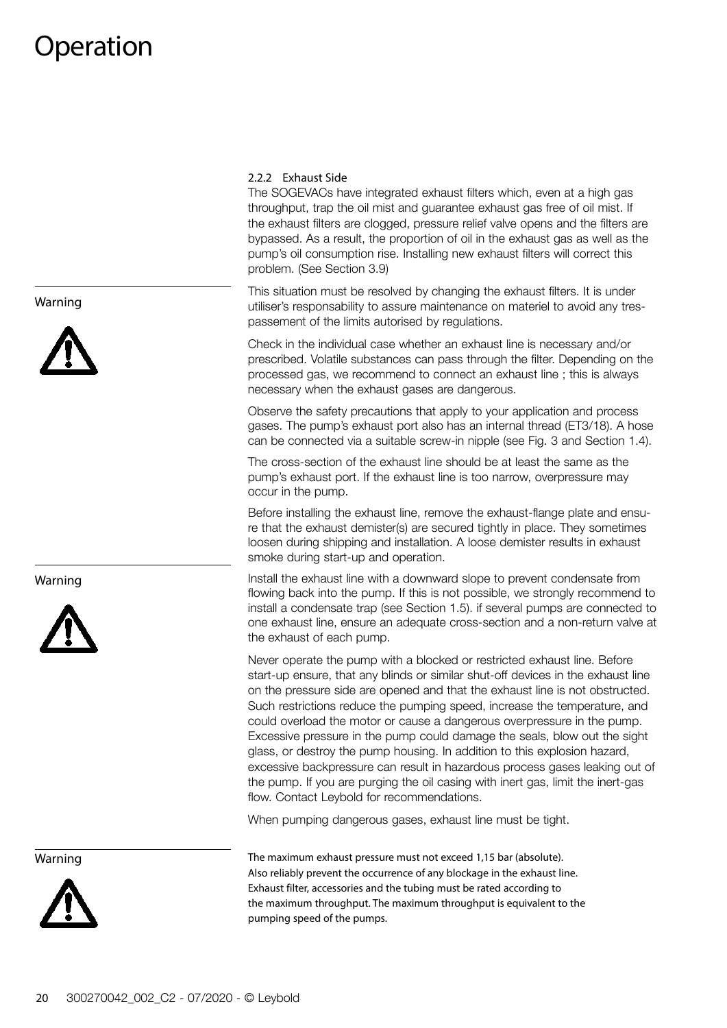# Operation

### 2.2.2 Exhaust Side

The SOGEVACs have integrated exhaust filters which, even at a high gas throughput, trap the oil mist and guarantee exhaust gas free of oil mist. If the exhaust filters are clogged, pressure relief valve opens and the filters are bypassed. As a result, the proportion of oil in the exhaust gas as well as the pump's oil consumption rise. Installing new exhaust filters will correct this problem. (See Section 3.9)

**Warning**

This situation must be resolved by changing the exhaust filters. It is under utiliser's responsability to assure maintenance on materiel to avoid any trespassement of the limits autorised by regulations.

Check in the individual case whether an exhaust line is necessary and/or prescribed. Volatile substances can pass through the filter. Depending on the processed gas, we recommend to connect an exhaust line ; this is always necessary when the exhaust gases are dangerous.

Observe the safety precautions that apply to your application and process gases. The pump's exhaust port also has an internal thread (ET3/18). A hose can be connected via a suitable screw-in nipple (see Fig. 3 and Section 1.4).

The cross-section of the exhaust line should be at least the same as the pump's exhaust port. If the exhaust line is too narrow, overpressure may occur in the pump.

Before installing the exhaust line, remove the exhaust-flange plate and ensure that the exhaust demister(s) are secured tightly in place. They sometimes loosen during shipping and installation. A loose demister results in exhaust smoke during start-up and operation.

**Warning**

Install the exhaust line with a downward slope to prevent condensate from flowing back into the pump. If this is not possible, we strongly recommend to install a condensate trap (see Section 1.5). if several pumps are connected to one exhaust line, ensure an adequate cross-section and a non-return valve at the exhaust of each pump.

Never operate the pump with a blocked or restricted exhaust line. Before start-up ensure, that any blinds or similar shut-off devices in the exhaust line on the pressure side are opened and that the exhaust line is not obstructed. Such restrictions reduce the pumping speed, increase the temperature, and could overload the motor or cause a dangerous overpressure in the pump. Excessive pressure in the pump could damage the seals, blow out the sight glass, or destroy the pump housing. In addition to this explosion hazard, excessive backpressure can result in hazardous process gases leaking out of the pump. If you are purging the oil casing with inert gas, limit the inert-gas flow. Contact Leybold for recommendations.

When pumping dangerous gases, exhaust line must be tight.

**Warning**

The maximum exhaust pressure must not exceed 1,15 bar (absolute). Also reliably prevent the occurrence of any blockage in the exhaust line. Exhaust filter, accessories and the tubing must be rated according to the maximum throughput. The maximum throughput is equivalent to the pumping speed of the pumps.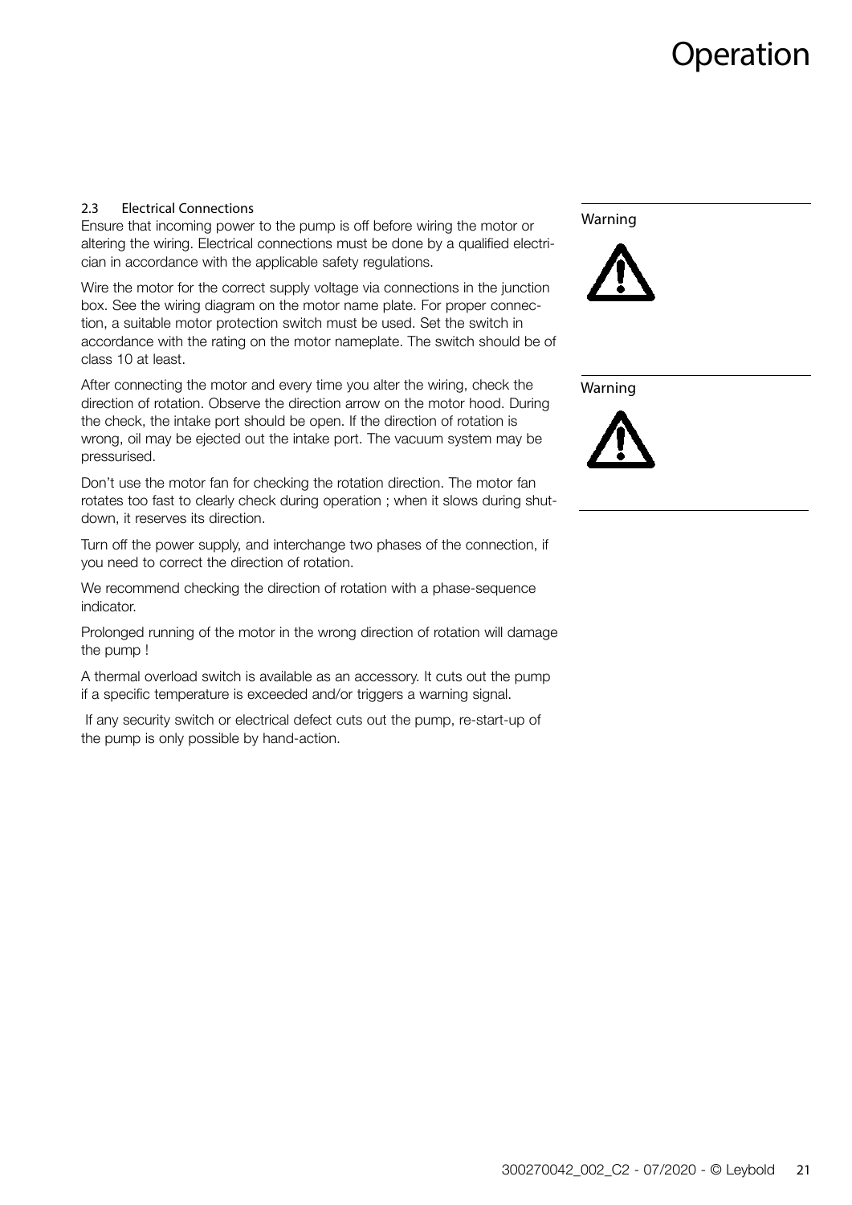### 2.3 Electrical Connections

Ensure that incoming power to the pump is off before wiring the motor or altering the wiring. Electrical connections must be done by a qualified electrician in accordance with the applicable safety regulations.

Warning

Wire the motor for the correct supply voltage via connections in the junction box. See the wiring diagram on the motor name plate. For proper connection, a suitable motor protection switch must be used. Set the switch in accordance with the rating on the motor nameplate. The switch should be of class 10 at least.

After connecting the motor and every time you alter the wiring, check the direction of rotation. Observe the direction arrow on the motor hood. During the check, the intake port should be open. If the direction of rotation is wrong, oil may be ejected out the intake port. The vacuum system may be pressurised.

Warning

Don't use the motor fan for checking the rotation direction. The motor fan rotates too fast to clearly check during operation ; when it slows during shutdown, it reserves its direction.

Turn off the power supply, and interchange two phases of the connection, if you need to correct the direction of rotation.

We recommend checking the direction of rotation with a phase-sequence indicator.

Prolonged running of the motor in the wrong direction of rotation will damage the pump !

A thermal overload switch is available as an accessory. It cuts out the pump if a specific temperature is exceeded and/or triggers a warning signal.

If any security switch or electrical defect cuts out the pump, re-start-up of the pump is only possible by hand-action.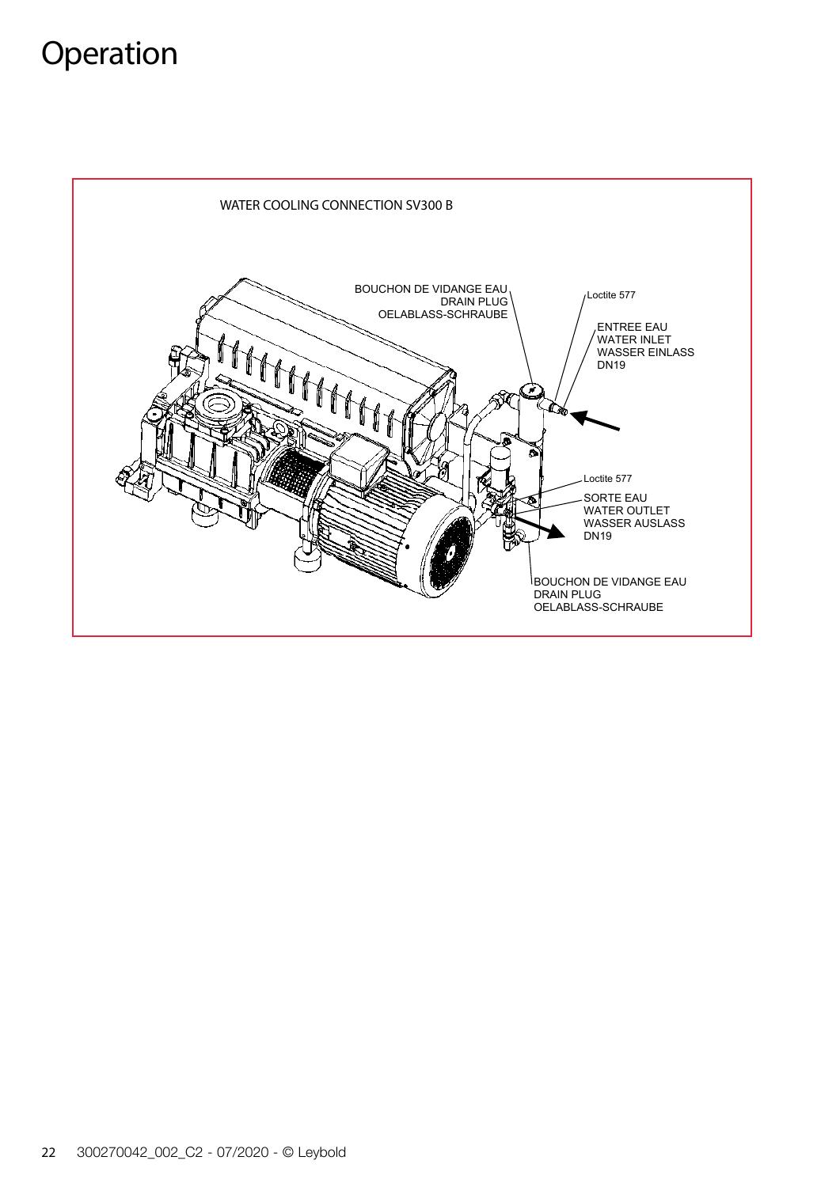# Operation

WATER COOLING CONNECTION SV300 B

BOUCHON DE VIDANGE EAU
DRAIN PLUG
OELABLASS-SCHRAUBE

Loctite 577

ENTREE EAU
WATER INLET
WASSER EINLASS
DN19

Loctite 577

SORTE EAU
WATER OUTLET
WASSER AUSLASS
DN19

BOUCHON DE VIDANGE EAU
DRAIN PLUG
OELABLASS-SCHRAUBE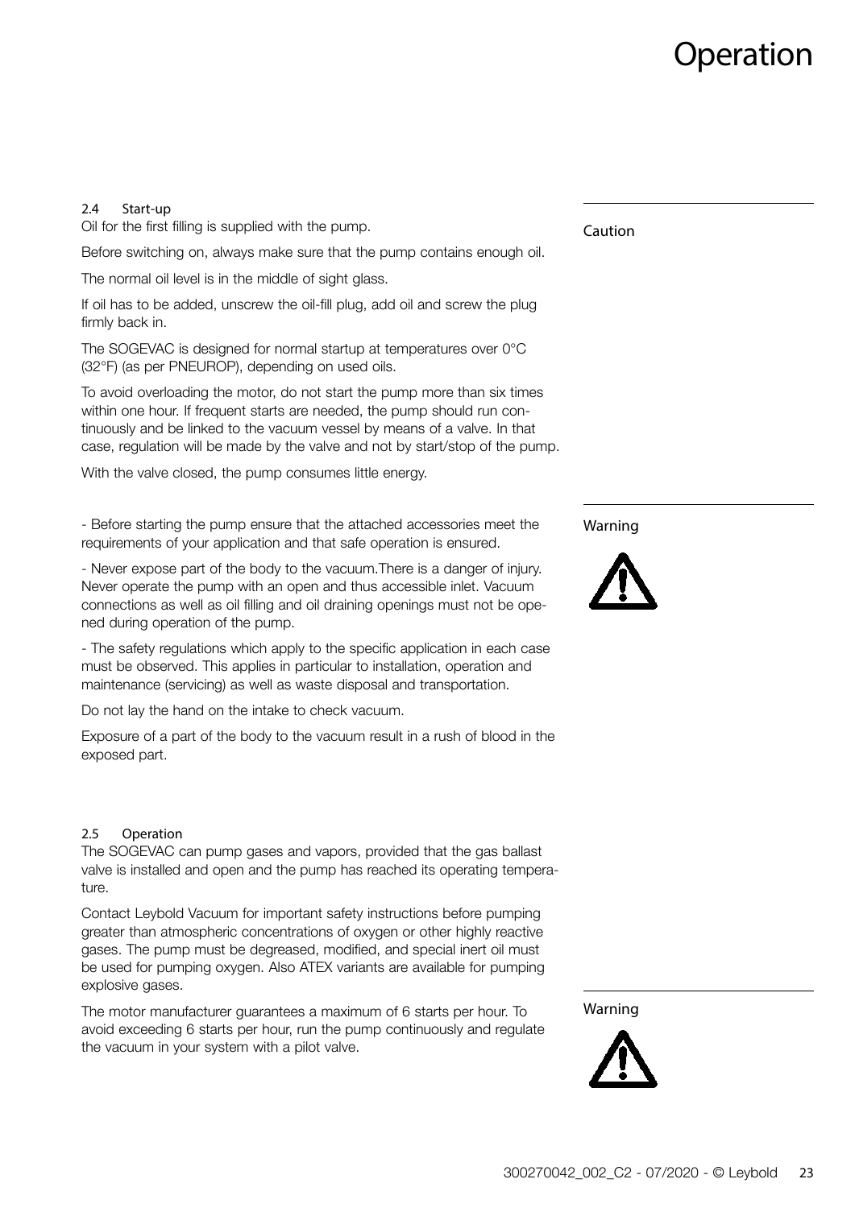### 2.4 Start-up

Oil for the first filling is supplied with the pump.

Before switching on, always make sure that the pump contains enough oil.

The normal oil level is in the middle of sight glass.

If oil has to be added, unscrew the oil-fill plug, add oil and screw the plug firmly back in.

The SOGEVAC is designed for normal startup at temperatures over 0°C (32°F) (as per PNEUROP), depending on used oils.

Caution

To avoid overloading the motor, do not start the pump more than six times within one hour. If frequent starts are needed, the pump should run continuously and be linked to the vacuum vessel by means of a valve. In that case, regulation will be made by the valve and not by start/stop of the pump.

With the valve closed, the pump consumes little energy.

Warning

- Before starting the pump ensure that the attached accessories meet the requirements of your application and that safe operation is ensured.

- Never expose part of the body to the vacuum.There is a danger of injury. Never operate the pump with an open and thus accessible inlet. Vacuum connections as well as oil filling and oil draining openings must not be opened during operation of the pump.

- The safety regulations which apply to the specific application in each case must be observed. This applies in particular to installation, operation and maintenance (servicing) as well as waste disposal and transportation.

Do not lay the hand on the intake to check vacuum.

Exposure of a part of the body to the vacuum result in a rush of blood in the exposed part.

### 2.5 Operation

The SOGEVAC can pump gases and vapors, provided that the gas ballast valve is installed and open and the pump has reached its operating temperature.

Warning

Contact Leybold Vacuum for important safety instructions before pumping greater than atmospheric concentrations of oxygen or other highly reactive gases. The pump must be degreased, modified, and special inert oil must be used for pumping oxygen. Also ATEX variants are available for pumping explosive gases.

The motor manufacturer guarantees a maximum of 6 starts per hour. To avoid exceeding 6 starts per hour, run the pump continuously and regulate the vacuum in your system with a pilot valve.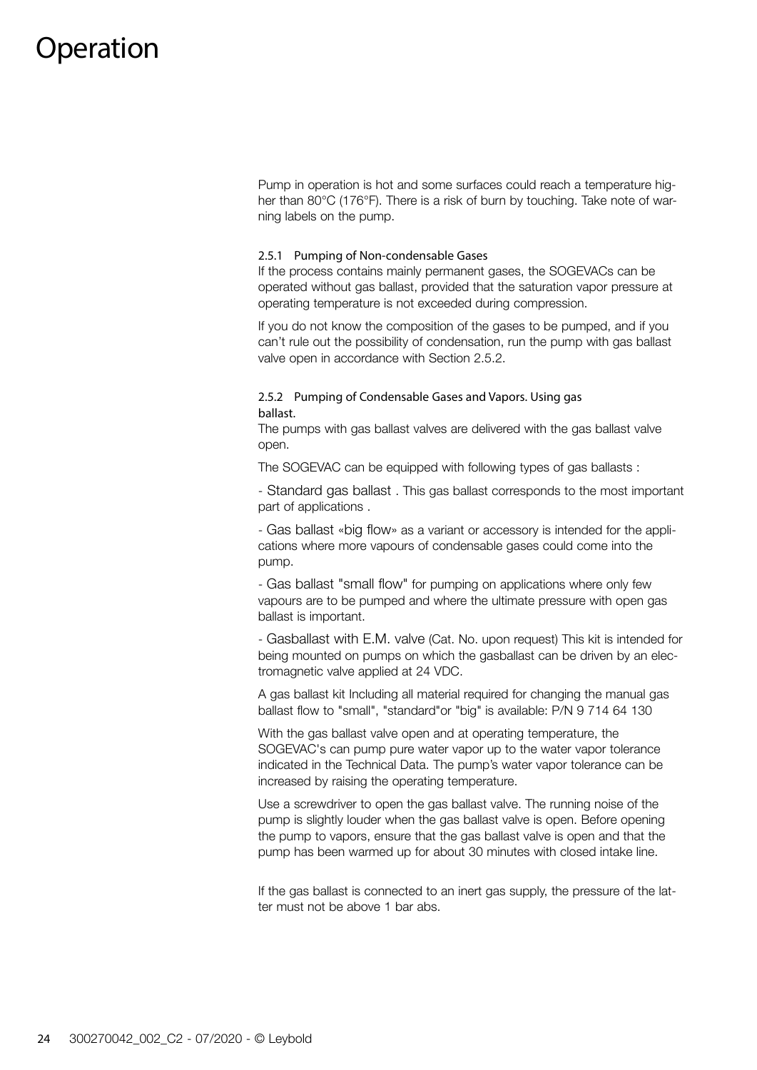# Operation

Pump in operation is hot and some surfaces could reach a temperature higher than 80°C (176°F). There is a risk of burn by touching. Take note of warning labels on the pump.

### 2.5.1 Pumping of Non-condensable Gases

If the process contains mainly permanent gases, the SOGEVACs can be operated without gas ballast, provided that the saturation vapor pressure at operating temperature is not exceeded during compression.

If you do not know the composition of the gases to be pumped, and if you can't rule out the possibility of condensation, run the pump with gas ballast valve open in accordance with Section 2.5.2.

### 2.5.2 Pumping of Condensable Gases and Vapors. Using gas ballast.

The pumps with gas ballast valves are delivered with the gas ballast valve open.

The SOGEVAC can be equipped with following types of gas ballasts :

- Standard gas ballast . This gas ballast corresponds to the most important part of applications .

- Gas ballast «big flow» as a variant or accessory is intended for the applications where more vapours of condensable gases could come into the pump.

- Gas ballast "small flow" for pumping on applications where only few vapours are to be pumped and where the ultimate pressure with open gas ballast is important.

- Gasballast with E.M. valve (Cat. No. upon request) This kit is intended for being mounted on pumps on which the gasballast can be driven by an electromagnetic valve applied at 24 VDC.

A gas ballast kit Including all material required for changing the manual gas ballast flow to "small", "standard"or "big" is available: P/N 9 714 64 130

With the gas ballast valve open and at operating temperature, the SOGEVAC's can pump pure water vapor up to the water vapor tolerance indicated in the Technical Data. The pump's water vapor tolerance can be increased by raising the operating temperature.

Use a screwdriver to open the gas ballast valve. The running noise of the pump is slightly louder when the gas ballast valve is open. Before opening the pump to vapors, ensure that the gas ballast valve is open and that the pump has been warmed up for about 30 minutes with closed intake line.

If the gas ballast is connected to an inert gas supply, the pressure of the latter must not be above 1 bar abs.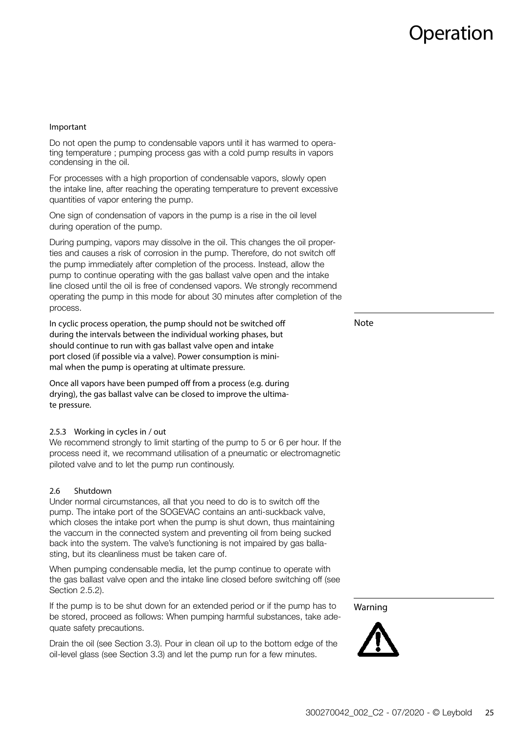Important

Do not open the pump to condensable vapors until it has warmed to operating temperature ; pumping process gas with a cold pump results in vapors condensing in the oil.

For processes with a high proportion of condensable vapors, slowly open the intake line, after reaching the operating temperature to prevent excessive quantities of vapor entering the pump.

One sign of condensation of vapors in the pump is a rise in the oil level during operation of the pump.

During pumping, vapors may dissolve in the oil. This changes the oil properties and causes a risk of corrosion in the pump. Therefore, do not switch off the pump immediately after completion of the process. Instead, allow the pump to continue operating with the gas ballast valve open and the intake line closed until the oil is free of condensed vapors. We strongly recommend operating the pump in this mode for about 30 minutes after completion of the process.

Note

In cyclic process operation, the pump should not be switched off during the intervals between the individual working phases, but should continue to run with gas ballast valve open and intake port closed (if possible via a valve). Power consumption is minimal when the pump is operating at ultimate pressure.

Once all vapors have been pumped off from a process (e.g. during drying), the gas ballast valve can be closed to improve the ultimate pressure.

### 2.5.3 Working in cycles in / out

We recommend strongly to limit starting of the pump to 5 or 6 per hour. If the process need it, we recommand utilisation of a pneumatic or electromagnetic piloted valve and to let the pump run continously.

## 2.6 Shutdown

Under normal circumstances, all that you need to do is to switch off the pump. The intake port of the SOGEVAC contains an anti-suckback valve, which closes the intake port when the pump is shut down, thus maintaining the vaccum in the connected system and preventing oil from being sucked back into the system. The valve's functioning is not impaired by gas ballasting, but its cleanliness must be taken care of.

When pumping condensable media, let the pump continue to operate with the gas ballast valve open and the intake line closed before switching off (see Section 2.5.2).

Warning

If the pump is to be shut down for an extended period or if the pump has to be stored, proceed as follows: When pumping harmful substances, take adequate safety precautions.

Drain the oil (see Section 3.3). Pour in clean oil up to the bottom edge of the oil-level glass (see Section 3.3) and let the pump run for a few minutes.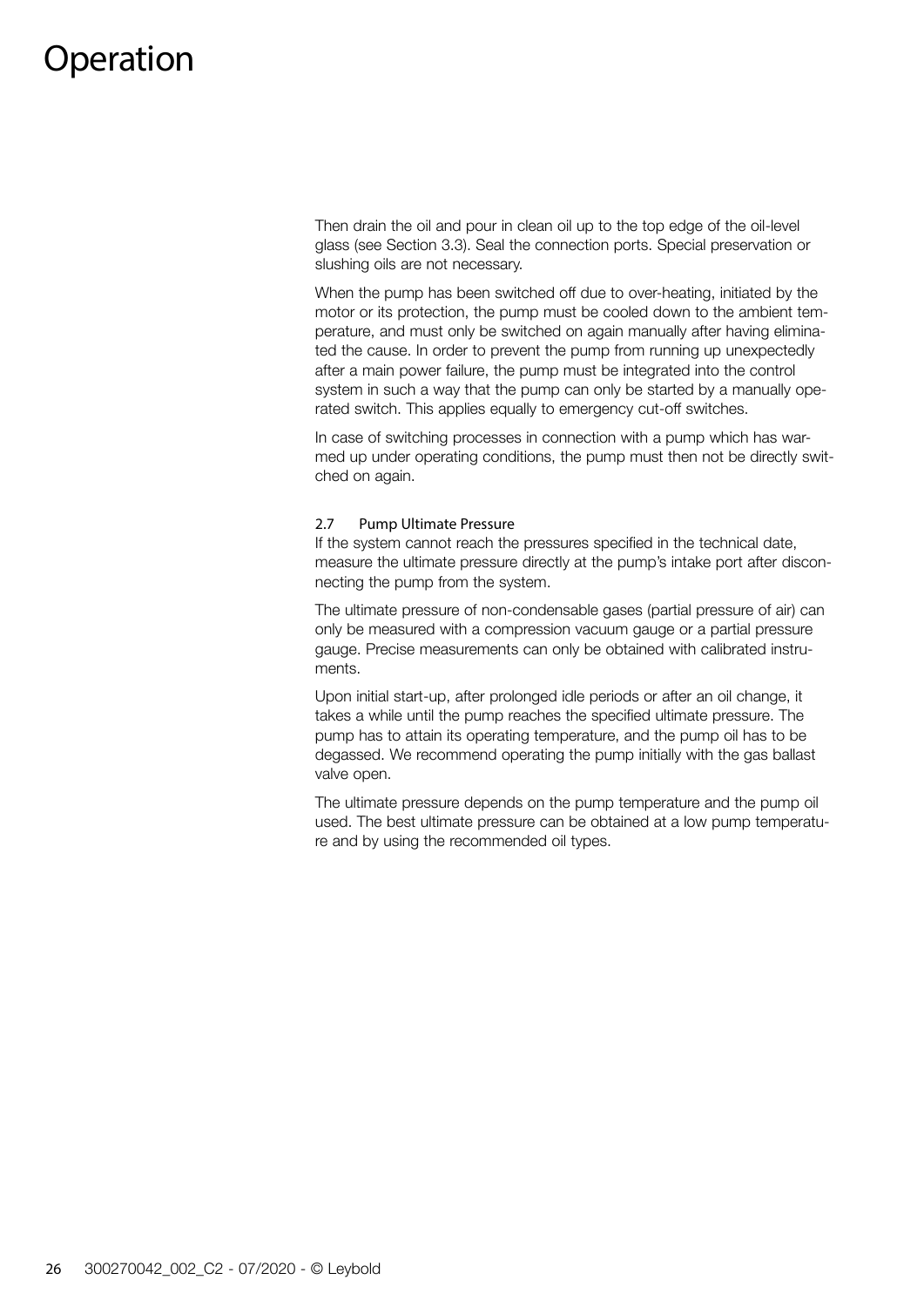# Operation

Then drain the oil and pour in clean oil up to the top edge of the oil-level glass (see Section 3.3). Seal the connection ports. Special preservation or slushing oils are not necessary.

When the pump has been switched off due to over-heating, initiated by the motor or its protection, the pump must be cooled down to the ambient temperature, and must only be switched on again manually after having eliminated the cause. In order to prevent the pump from running up unexpectedly after a main power failure, the pump must be integrated into the control system in such a way that the pump can only be started by a manually operated switch. This applies equally to emergency cut-off switches.

In case of switching processes in connection with a pump which has warmed up under operating conditions, the pump must then not be directly switched on again.

### 2.7 Pump Ultimate Pressure

If the system cannot reach the pressures specified in the technical date, measure the ultimate pressure directly at the pump's intake port after disconnecting the pump from the system.

The ultimate pressure of non-condensable gases (partial pressure of air) can only be measured with a compression vacuum gauge or a partial pressure gauge. Precise measurements can only be obtained with calibrated instruments.

Upon initial start-up, after prolonged idle periods or after an oil change, it takes a while until the pump reaches the specified ultimate pressure. The pump has to attain its operating temperature, and the pump oil has to be degassed. We recommend operating the pump initially with the gas ballast valve open.

The ultimate pressure depends on the pump temperature and the pump oil used. The best ultimate pressure can be obtained at a low pump temperature and by using the recommended oil types.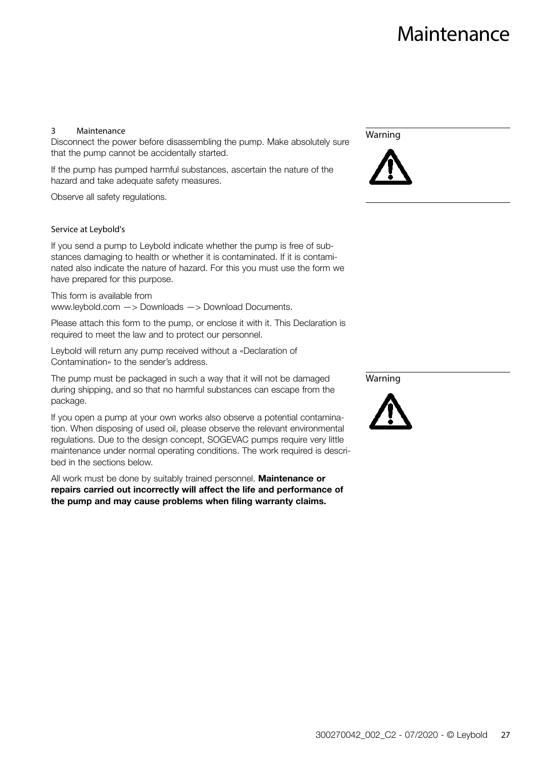# Maintenance

## 3 Maintenance

Warning

Disconnect the power before disassembling the pump. Make absolutely sure that the pump cannot be accidentally started.

If the pump has pumped harmful substances, ascertain the nature of the hazard and take adequate safety measures.

Observe all safety regulations.

### Service at Leybold's

If you send a pump to Leybold indicate whether the pump is free of substances damaging to health or whether it is contaminated. If it is contaminated also indicate the nature of hazard. For this you must use the form we have prepared for this purpose.

This form is available from
www.leybold.com —> Downloads —> Download Documents.

Please attach this form to the pump, or enclose it with it. This Declaration is required to meet the law and to protect our personnel.

Leybold will return any pump received without a «Declaration of Contamination» to the sender's address.

Warning

The pump must be packaged in such a way that it will not be damaged during shipping, and so that no harmful substances can escape from the package.

If you open a pump at your own works also observe a potential contamination. When disposing of used oil, please observe the relevant environmental regulations. Due to the design concept, SOGEVAC pumps require very little maintenance under normal operating conditions. The work required is described in the sections below.

All work must be done by suitably trained personnel. **Maintenance or repairs carried out incorrectly will affect the life and performance of the pump and may cause problems when filing warranty claims.**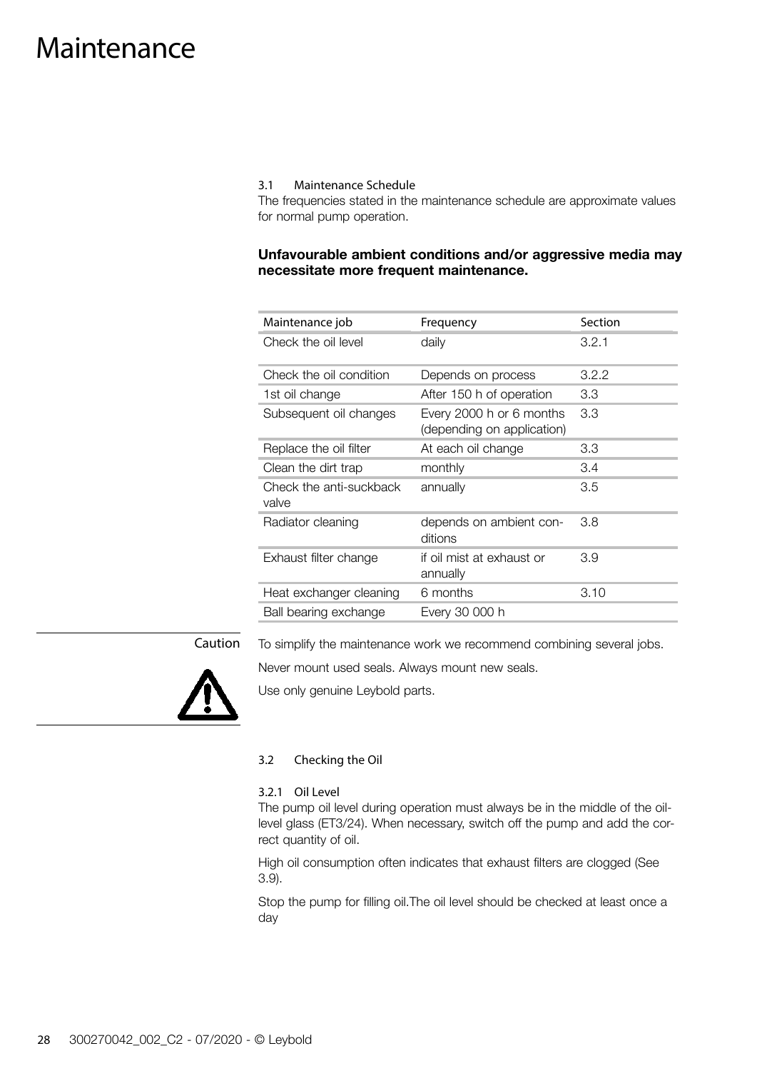# Maintenance

### 3.1 Maintenance Schedule

The frequencies stated in the maintenance schedule are approximate values for normal pump operation.

**Unfavourable ambient conditions and/or aggressive media may necessitate more frequent maintenance.**

| Maintenance job | Frequency | Section |
|---|---|---|
| Check the oil level | daily | 3.2.1 |
| Check the oil condition | Depends on process | 3.2.2 |
| 1st oil change | After 150 h of operation | 3.3 |
| Subsequent oil changes | Every 2000 h or 6 months (depending on application) | 3.3 |
| Replace the oil filter | At each oil change | 3.3 |
| Clean the dirt trap | monthly | 3.4 |
| Check the anti-suckback valve | annually | 3.5 |
| Radiator cleaning | depends on ambient conditions | 3.8 |
| Exhaust filter change | if oil mist at exhaust or annually | 3.9 |
| Heat exchanger cleaning | 6 months | 3.10 |
| Ball bearing exchange | Every 30 000 h | |

Caution

To simplify the maintenance work we recommend combining several jobs.

Never mount used seals. Always mount new seals.

Use only genuine Leybold parts.

### 3.2 Checking the Oil

#### 3.2.1 Oil Level

The pump oil level during operation must always be in the middle of the oil-level glass (ET3/24). When necessary, switch off the pump and add the correct quantity of oil.

High oil consumption often indicates that exhaust filters are clogged (See 3.9).

Stop the pump for filling oil.The oil level should be checked at least once a day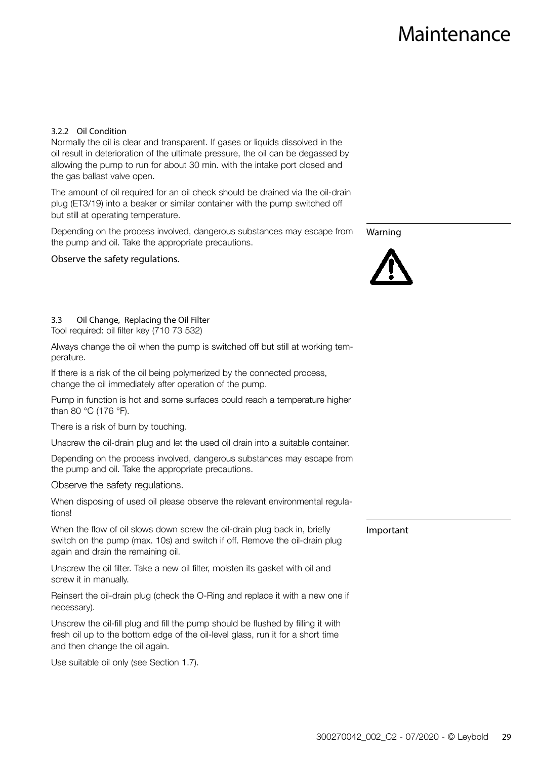#### 3.2.2 Oil Condition

Normally the oil is clear and transparent. If gases or liquids dissolved in the oil result in deterioration of the ultimate pressure, the oil can be degassed by allowing the pump to run for about 30 min. with the intake port closed and the gas ballast valve open.

The amount of oil required for an oil check should be drained via the oil-drain plug (ET3/19) into a beaker or similar container with the pump switched off but still at operating temperature.

**Warning**

Depending on the process involved, dangerous substances may escape from the pump and oil. Take the appropriate precautions.

Observe the safety regulations.

### 3.3 Oil Change, Replacing the Oil Filter

Tool required: oil filter key (710 73 532)

Always change the oil when the pump is switched off but still at working temperature.

If there is a risk of the oil being polymerized by the connected process, change the oil immediately after operation of the pump.

Pump in function is hot and some surfaces could reach a temperature higher than 80 °C (176 °F).

There is a risk of burn by touching.

Unscrew the oil-drain plug and let the used oil drain into a suitable container.

Depending on the process involved, dangerous substances may escape from the pump and oil. Take the appropriate precautions.

Observe the safety regulations.

When disposing of used oil please observe the relevant environmental regulations!

**Important**

When the flow of oil slows down screw the oil-drain plug back in, briefly switch on the pump (max. 10s) and switch if off. Remove the oil-drain plug again and drain the remaining oil.

Unscrew the oil filter. Take a new oil filter, moisten its gasket with oil and screw it in manually.

Reinsert the oil-drain plug (check the O-Ring and replace it with a new one if necessary).

Unscrew the oil-fill plug and fill the pump should be flushed by filling it with fresh oil up to the bottom edge of the oil-level glass, run it for a short time and then change the oil again.

Use suitable oil only (see Section 1.7).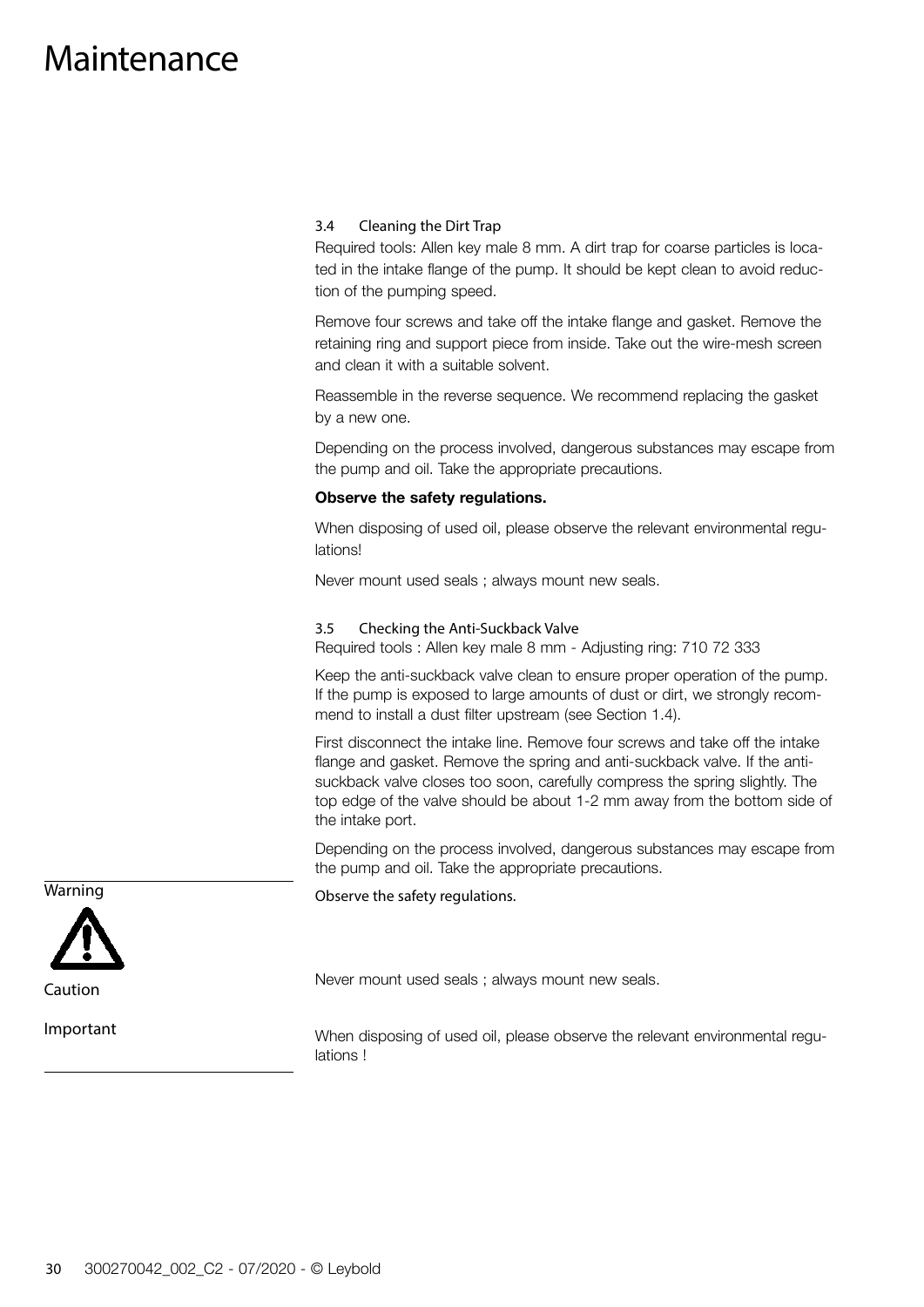# Maintenance

### 3.4 Cleaning the Dirt Trap

Required tools: Allen key male 8 mm. A dirt trap for coarse particles is located in the intake flange of the pump. It should be kept clean to avoid reduction of the pumping speed.

Remove four screws and take off the intake flange and gasket. Remove the retaining ring and support piece from inside. Take out the wire-mesh screen and clean it with a suitable solvent.

Reassemble in the reverse sequence. We recommend replacing the gasket by a new one.

Depending on the process involved, dangerous substances may escape from the pump and oil. Take the appropriate precautions.

**Observe the safety regulations.**

When disposing of used oil, please observe the relevant environmental regulations!

Never mount used seals ; always mount new seals.

### 3.5 Checking the Anti-Suckback Valve

Required tools : Allen key male 8 mm - Adjusting ring: 710 72 333

Keep the anti-suckback valve clean to ensure proper operation of the pump. If the pump is exposed to large amounts of dust or dirt, we strongly recommend to install a dust filter upstream (see Section 1.4).

First disconnect the intake line. Remove four screws and take off the intake flange and gasket. Remove the spring and anti-suckback valve. If the anti-suckback valve closes too soon, carefully compress the spring slightly. The top edge of the valve should be about 1-2 mm away from the bottom side of the intake port.

Depending on the process involved, dangerous substances may escape from the pump and oil. Take the appropriate precautions.

**Warning**

Observe the safety regulations.

**Caution**

Never mount used seals ; always mount new seals.

**Important**

When disposing of used oil, please observe the relevant environmental regulations !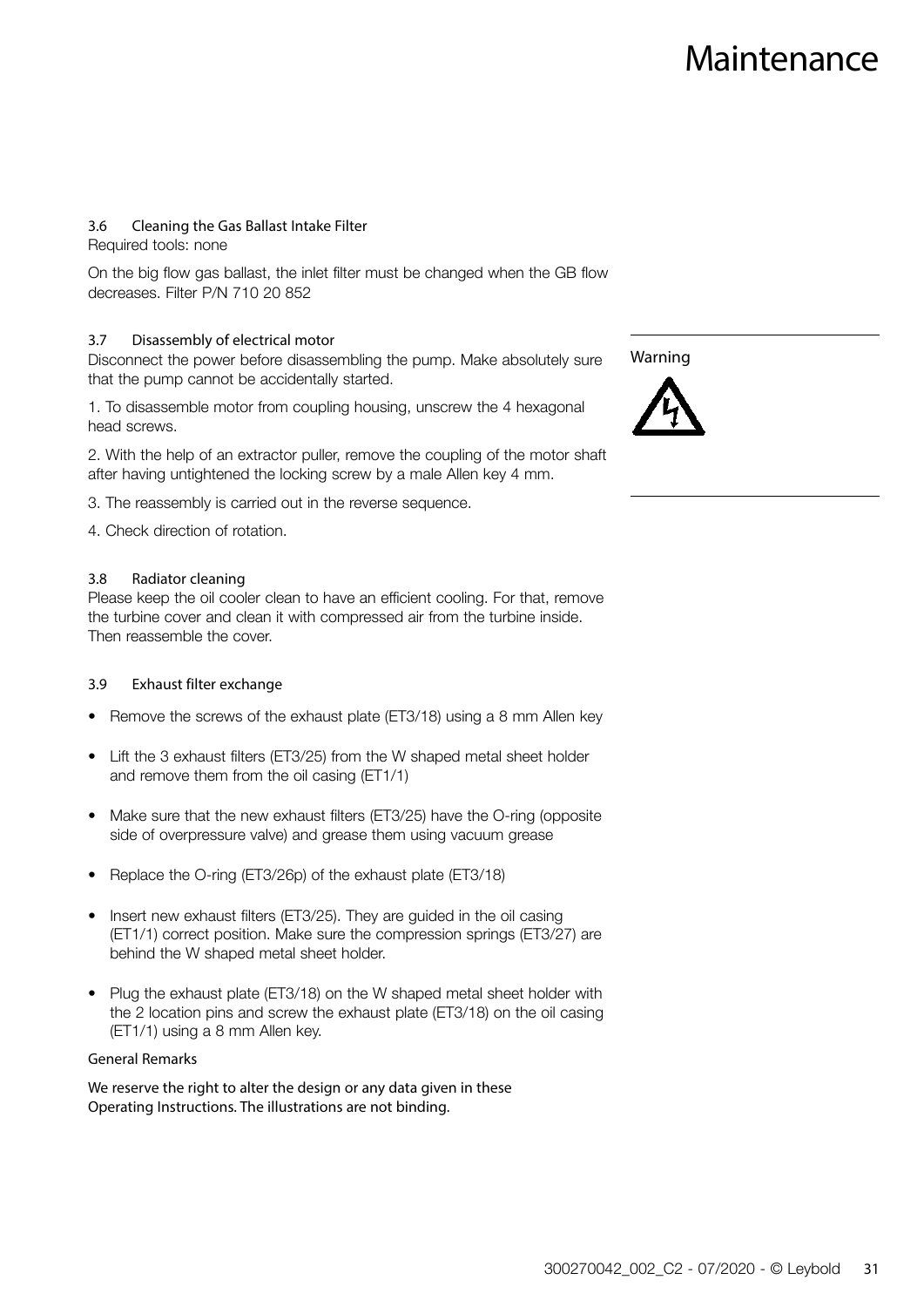### 3.6 Cleaning the Gas Ballast Intake Filter

Required tools: none

On the big flow gas ballast, the inlet filter must be changed when the GB flow decreases. Filter P/N 710 20 852

### 3.7 Disassembly of electrical motor

Warning

Disconnect the power before disassembling the pump. Make absolutely sure that the pump cannot be accidentally started.

1. To disassemble motor from coupling housing, unscrew the 4 hexagonal head screws.

2. With the help of an extractor puller, remove the coupling of the motor shaft after having untightened the locking screw by a male Allen key 4 mm.

3. The reassembly is carried out in the reverse sequence.

4. Check direction of rotation.

### 3.8 Radiator cleaning

Please keep the oil cooler clean to have an efficient cooling. For that, remove the turbine cover and clean it with compressed air from the turbine inside. Then reassemble the cover.

### 3.9 Exhaust filter exchange

- Remove the screws of the exhaust plate (ET3/18) using a 8 mm Allen key
- Lift the 3 exhaust filters (ET3/25) from the W shaped metal sheet holder and remove them from the oil casing (ET1/1)
- Make sure that the new exhaust filters (ET3/25) have the O-ring (opposite side of overpressure valve) and grease them using vacuum grease
- Replace the O-ring (ET3/26p) of the exhaust plate (ET3/18)
- Insert new exhaust filters (ET3/25). They are guided in the oil casing (ET1/1) correct position. Make sure the compression springs (ET3/27) are behind the W shaped metal sheet holder.
- Plug the exhaust plate (ET3/18) on the W shaped metal sheet holder with the 2 location pins and screw the exhaust plate (ET3/18) on the oil casing (ET1/1) using a 8 mm Allen key.

General Remarks

We reserve the right to alter the design or any data given in these Operating Instructions. The illustrations are not binding.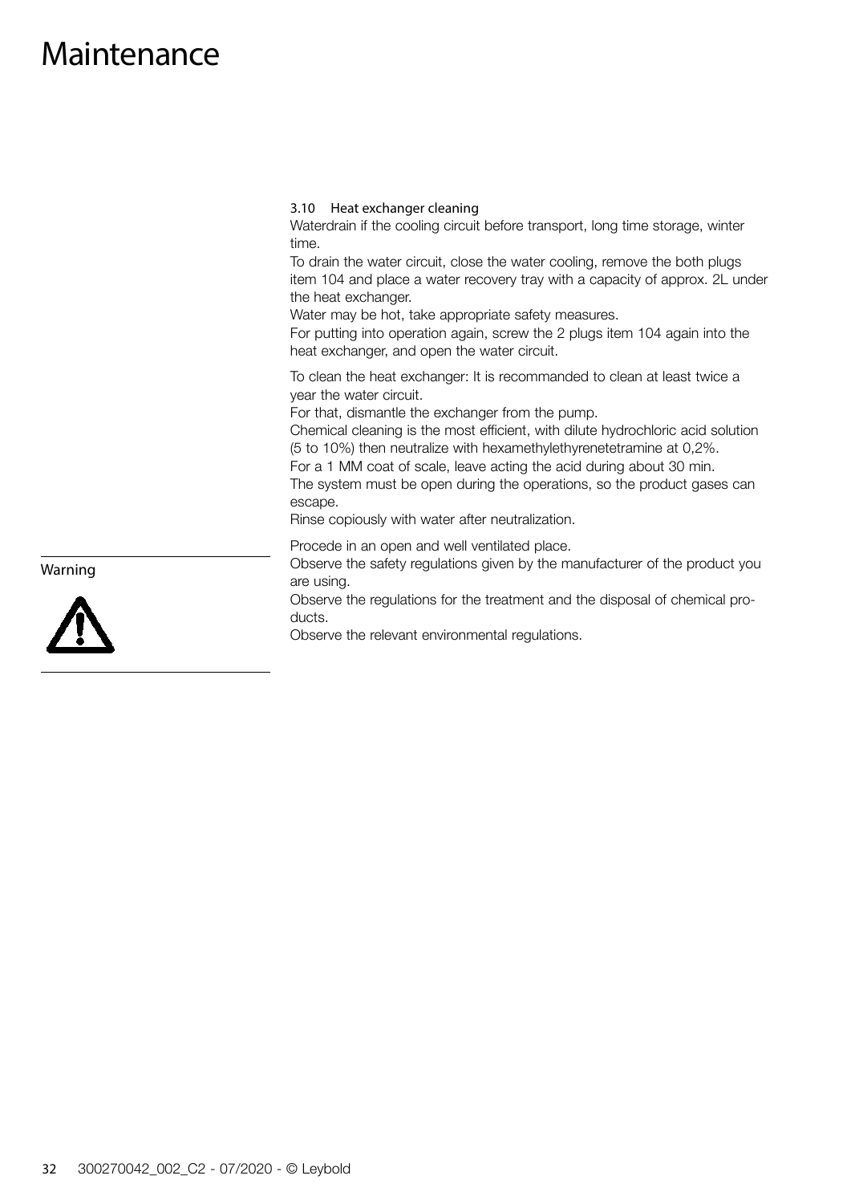# Maintenance

### 3.10 Heat exchanger cleaning

Waterdrain if the cooling circuit before transport, long time storage, winter time.

To drain the water circuit, close the water cooling, remove the both plugs item 104 and place a water recovery tray with a capacity of approx. 2L under the heat exchanger.

Water may be hot, take appropriate safety measures.

For putting into operation again, screw the 2 plugs item 104 again into the heat exchanger, and open the water circuit.

To clean the heat exchanger: It is recommanded to clean at least twice a year the water circuit.

For that, dismantle the exchanger from the pump.

Chemical cleaning is the most efficient, with dilute hydrochloric acid solution (5 to 10%) then neutralize with hexamethylethyrenetetramine at 0,2%.

For a 1 MM coat of scale, leave acting the acid during about 30 min.

The system must be open during the operations, so the product gases can escape.

Rinse copiously with water after neutralization.

**Warning**

Procede in an open and well ventilated place.

Observe the safety regulations given by the manufacturer of the product you are using.

Observe the regulations for the treatment and the disposal of chemical products.

Observe the relevant environmental regulations.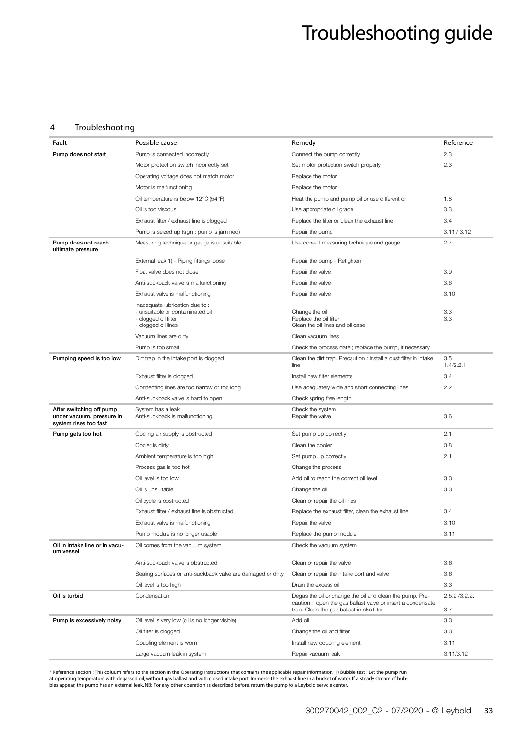# Troubleshooting guide

## 4 Troubleshooting

| Fault | Possible cause | Remedy | Reference |
|---|---|---|---|
| **Pump does not start** | Pump is connected incorrectly | Connect the pump correctly | 2.3 |
| | Motor protection switch incorrectly set. | Set motor protection switch properly | 2.3 |
| | Operating voltage does not match motor | Replace the motor | |
| | Motor is malfunctioning | Replace the motor | |
| | Oil temperature is below 12°C (54°F) | Heat the pump and pump oil or use different oil | 1.8 |
| | Oil is too viscous | Use appropriate oil grade | 3.3 |
| | Exhaust filter / exhaust line is clogged | Replace the filter or clean the exhaust line | 3.4 |
| | Pump is seized up (sign : pump is jammed) | Repair the pump | 3.11 / 3.12 |
| **Pump does not reach ultimate pressure** | Measuring technique or gauge is unsuitable | Use correct measuring technique and gauge | 2.7 |
| | External leak 1) - Piping fittings loose | Repair the pump - Retighten | |
| | Float valve does not close | Repair the valve | 3.9 |
| | Anti-suckback valve is malfunctioning | Repair the valve | 3.6 |
| | Exhaust valve is malfunctioning | Repair the valve | 3.10 |
| | Inadequate lubrication due to :<br>- unsuitable or contaminated oil<br>- clogged oil filter<br>- clogged oil lines | <br>Change the oil<br>Replace the oil filter<br>Clean the oil lines and oil case | <br>3.3<br>3.3 |
| | Vacuum lines are dirty | Clean vacuum lines | |
| | Pump is too small | Check the process date ; replace the pump, if necessary | |
| **Pumping speed is too low** | Dirt trap in the intake port is clogged | Clean the dirt trap. Precaution : install a dust filter in intake line | 3.5<br>1.4/2.2.1 |
| | Exhaust filter is clogged | Install new filter elements | 3.4 |
| | Connecting lines are too narrow or too long | Use adequately wide and short connecting lines | 2.2 |
| | Anti-suckback valve is hard to open | Check spring free length | |
| **After switching off pump under vacuum, pressure in system rises too fast** | System has a leak<br>Anti-suckback is malfunctioning | Check the system<br>Repair the valve | <br>3.6 |
| **Pump gets too hot** | Cooling air supply is obstructed | Set pump up correctly | 2.1 |
| | Cooler is dirty | Clean the cooler | 3.8 |
| | Ambient temperature is too high | Set pump up correctly | 2.1 |
| | Process gas is too hot | Change the process | |
| | Oil level is too low | Add oil to reach the correct oil level | 3.3 |
| | Oil is unsuitable | Change the oil | 3.3 |
| | Oil cycle is obstructed | Clean or repair the oil lines | |
| | Exhaust filter / exhaust line is obstructed | Replace the exhaust filter, clean the exhaust line | 3.4 |
| | Exhaust valve is malfunctioning | Repair the valve | 3.10 |
| | Pump module is no longer usable | Replace the pump module | 3.11 |
| **Oil in intake line or in vacuum vessel** | Oil comes from the vacuum system | Check the vacuum system | |
| | Anti-suckback valve is obstructed | Clean or repair the valve | 3.6 |
| | Sealing surfaces or anti-suckback valve are damaged or dirty | Clean or repair the intake port and valve | 3.6 |
| | Oil level is too high | Drain the excess oil | 3.3 |
| **Oil is turbid** | Condensation | Degas the oil or change the oil and clean the pump. Precaution : open the gas ballast valve or insert a condensate trap. Clean the gas ballast intake filter | 2.5.2./3.2.2.<br>3.7 |
| **Pump is excessively noisy** | Oil level is very low (oil is no longer visible) | Add oil | 3.3 |
| | Oil filter is clogged | Change the oil and filter | 3.3 |
| | Coupling element is worn | Install new coupling element | 3.11 |
| | Large vacuum leak in system | Repair vacuum leak | 3.11/3.12 |

* Reference section : This coluum refers to the section in the Operating Instructions that contains the applicable repair information. 1) Bubble test : Let the pump run at operating temperature with degassed oil, without gas ballast and with closed intake port. Immerse the exhaust line in a bucket of water. If a steady stream of bubbles appear, the pump has an external leak. NB: For any other operation as described before, return the pump to a Leybold servcie center.

300270042_002_C2 - 07/2020 - © Leybold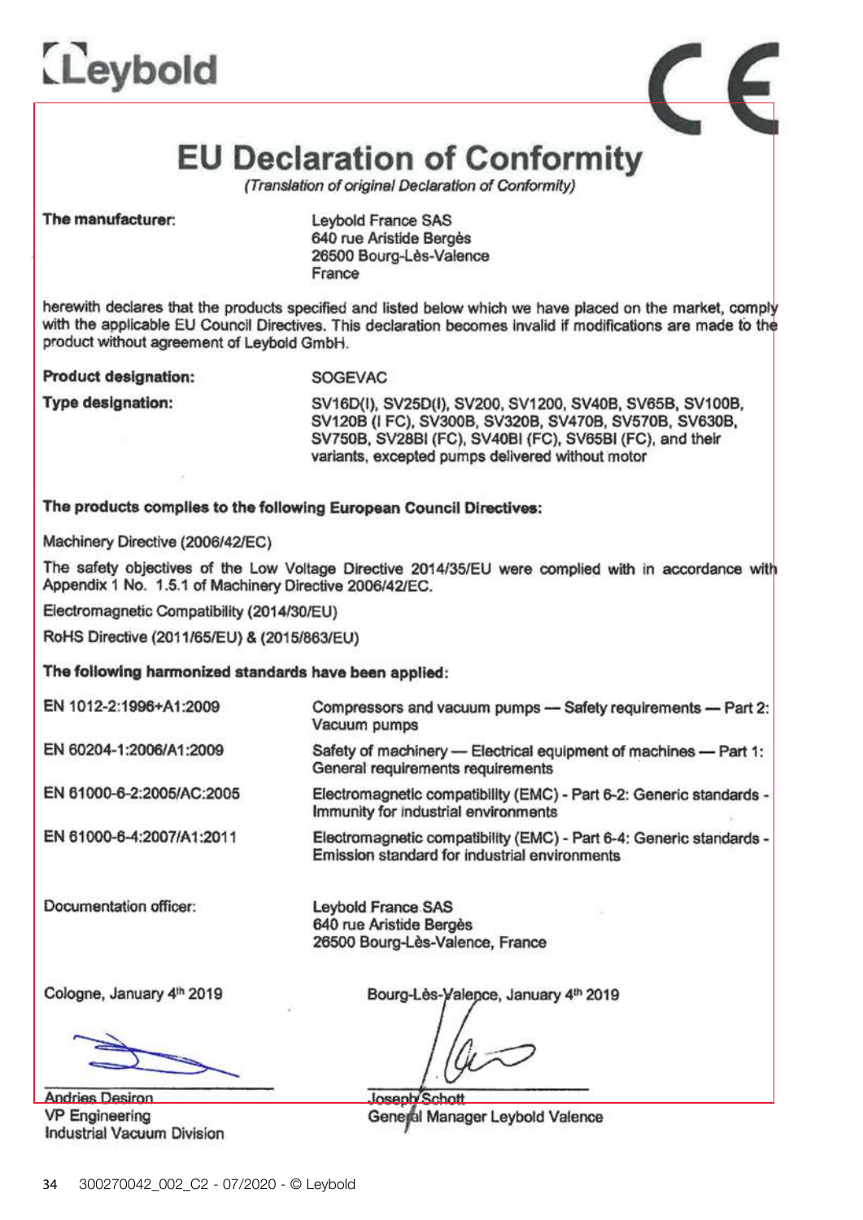Leybold

# EU Declaration of Conformity

*(Translation of original Declaration of Conformity)*

**The manufacturer:**

Leybold France SAS
640 rue Aristide Bergès
26500 Bourg-Lès-Valence
France

herewith declares that the products specified and listed below which we have placed on the market, comply with the applicable EU Council Directives. This declaration becomes invalid if modifications are made to the product without agreement of Leybold GmbH.

**Product designation:** SOGEVAC

**Type designation:** SV16D(I), SV25D(I), SV200, SV1200, SV40B, SV65B, SV100B, SV120B (I FC), SV300B, SV320B, SV470B, SV570B, SV630B, SV750B, SV28BI (FC), SV40BI (FC), SV65BI (FC), and their variants, excepted pumps delivered without motor

**The products complies to the following European Council Directives:**

Machinery Directive (2006/42/EC)

The safety objectives of the Low Voltage Directive 2014/35/EU were complied with in accordance with Appendix 1 No. 1.5.1 of Machinery Directive 2006/42/EC.

Electromagnetic Compatibility (2014/30/EU)

RoHS Directive (2011/65/EU) & (2015/863/EU)

**The following harmonized standards have been applied:**

| | |
|---|---|
| EN 1012-2:1996+A1:2009 | Compressors and vacuum pumps — Safety requirements — Part 2: Vacuum pumps |
| EN 60204-1:2006/A1:2009 | Safety of machinery — Electrical equipment of machines — Part 1: General requirements requirements |
| EN 61000-6-2:2005/AC:2005 | Electromagnetic compatibility (EMC) - Part 6-2: Generic standards - Immunity for industrial environments |
| EN 61000-6-4:2007/A1:2011 | Electromagnetic compatibility (EMC) - Part 6-4: Generic standards - Emission standard for industrial environments |

Documentation officer:

Leybold France SAS
640 rue Aristide Bergès
26500 Bourg-Lès-Valence, France

Cologne, January 4th 2019

Andries Desiron
VP Engineering
Industrial Vacuum Division

Bourg-Lès-Valence, January 4th 2019

Joseph Schott
General Manager Leybold Valence

300270042_002_C2 - 07/2020 - © Leybold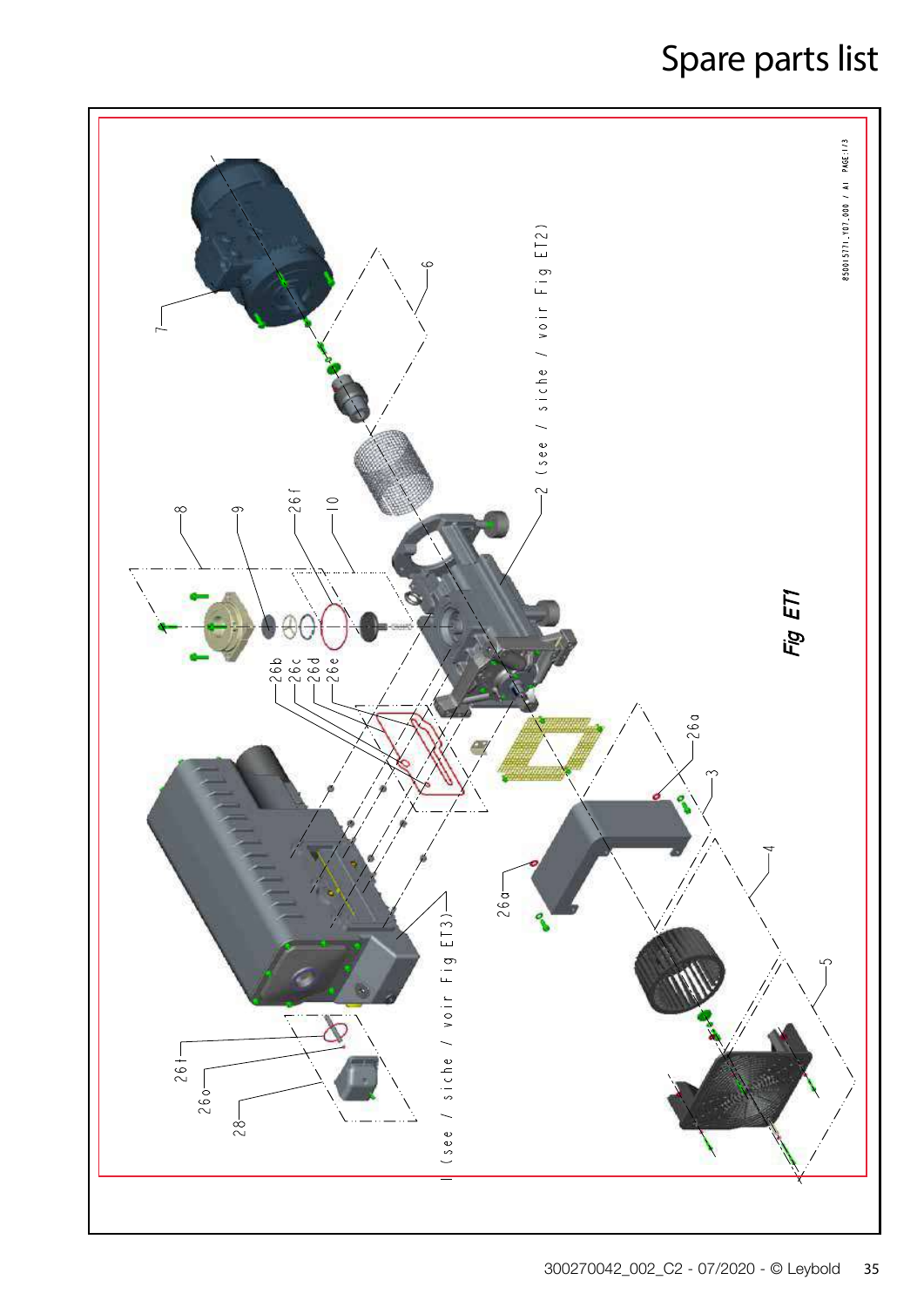# Spare parts list

7

6

2 (see / siche / voir Fig ET2)

8

9

26f

10

26b

26c

26d

26e

26a

3

4

26a

5

1 (see / siche / voir Fig ET3)

26f

26o

28

Fig ET1

85001577_Y07_000 / A1 PAGE:1/3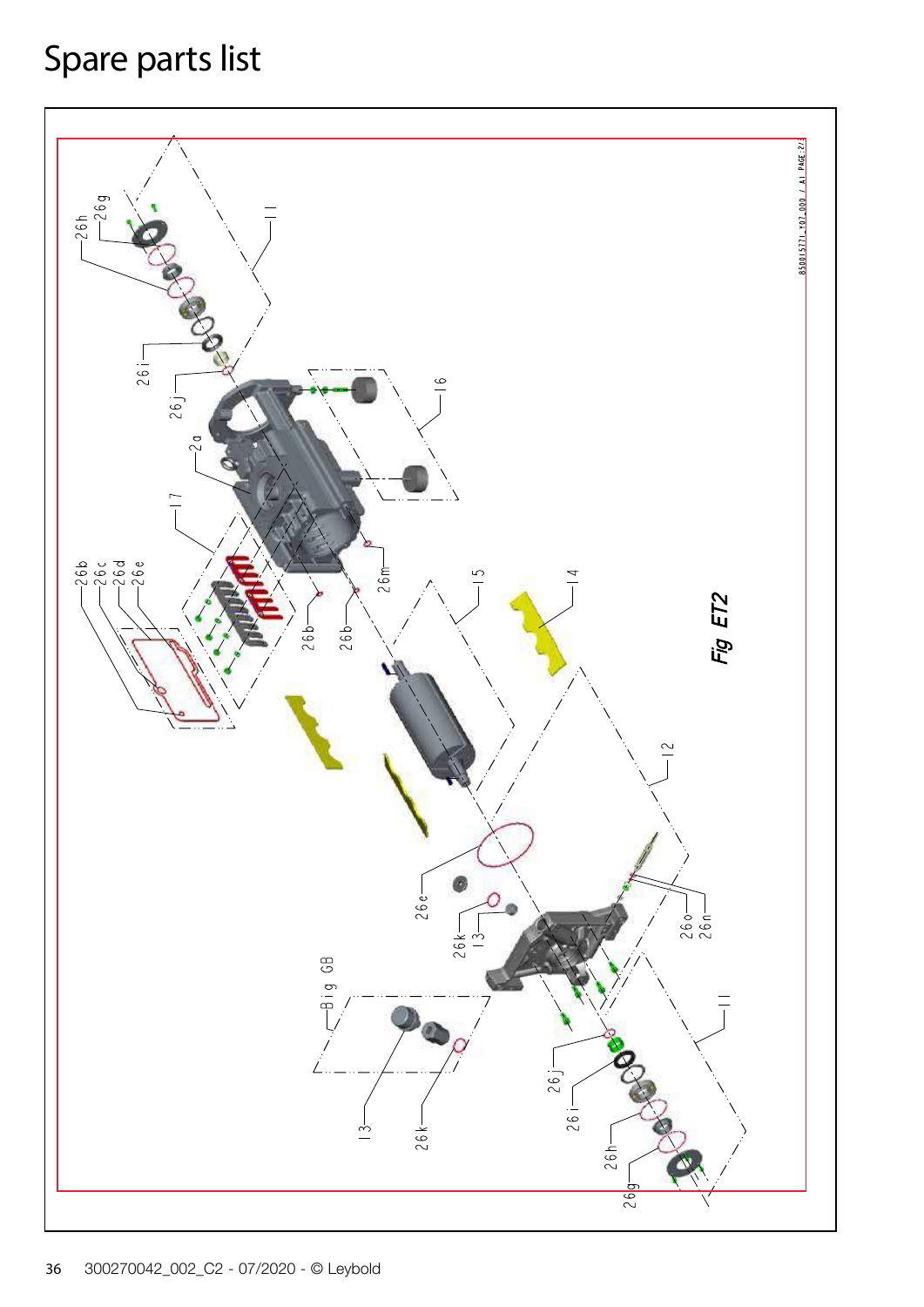# Spare parts list

26h
26g
11
26i
26j
16
2a
17
26b
26c
26d
26e
26m
26b
26b
15
14
Fig ET2
12
26e
26k
13
26o
26n
Big GB
11
13
26k
26j
26i
26h
26g

850015771_Y07_000 / A1 PAGE:2/3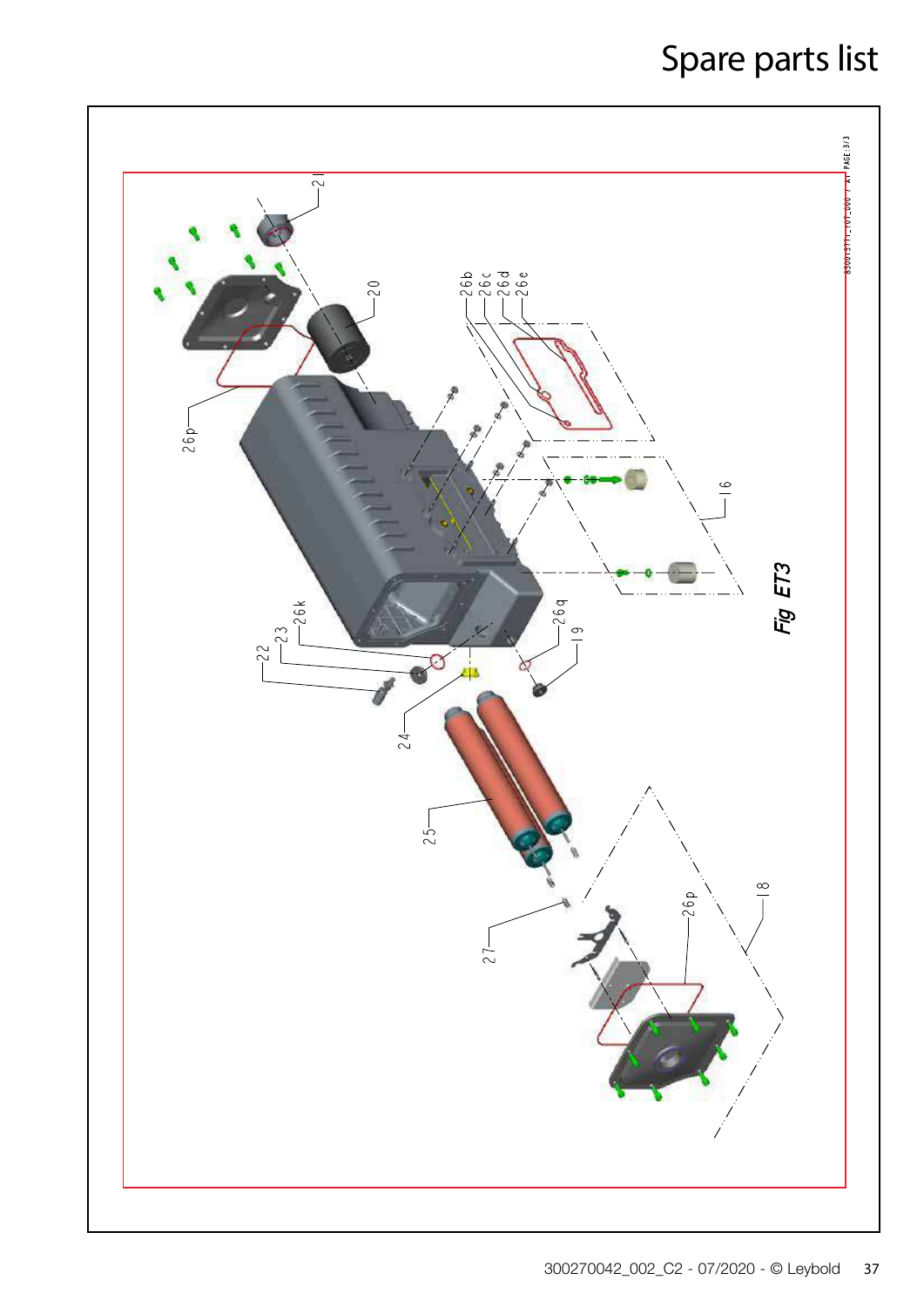# Spare parts list

21

20

26b

26c

26d

26e

26p

16

26k

23

22

26q

19

24

25

27

26p

18

*Fig ET3*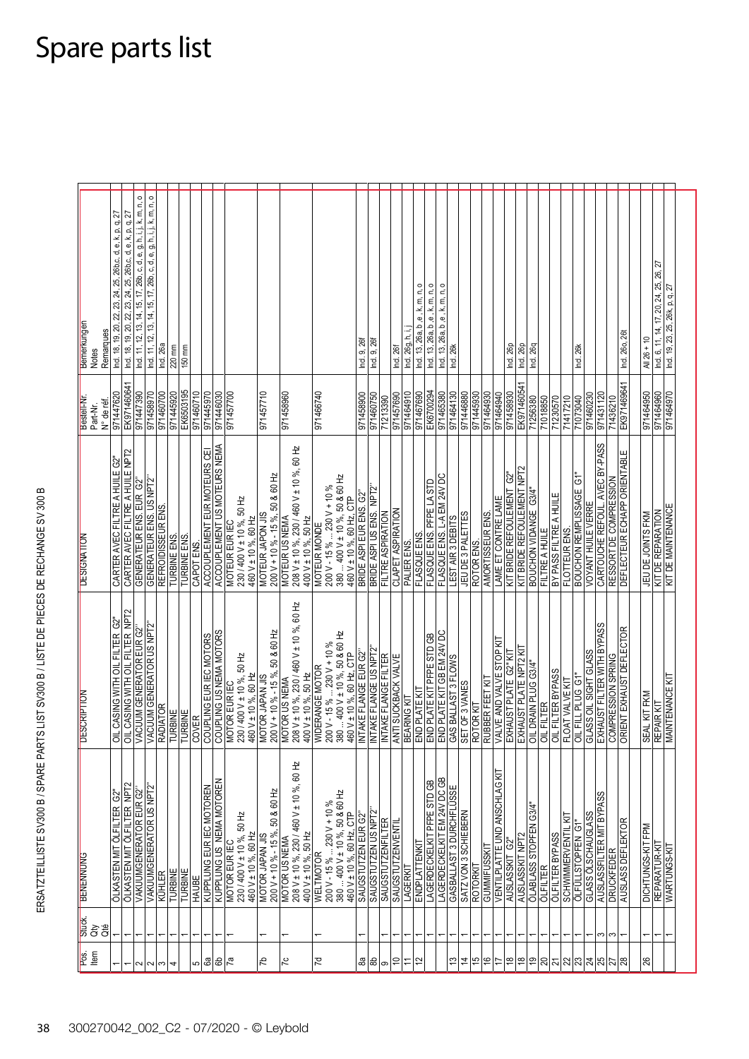# Spare parts list

ERSATZTEILLISTE SV300 B / SPARE PARTS LIST SV300 B / LISTE DE PIECES DE RECHANGE SV 300 B

| Pos. Item | Stück Qty Qté | BENENNUNG | DESCRIPTION | DESIGNATION | Bestell-Nr. Part-Nr. N° de réf. | Bemerkungen Notes Remarques |
|---|---|---|---|---|---|---|
| 1 | 1 | ÖLKASTEN MIT ÖLFILTER G2" | OIL CASING WITH OIL FILTER G2" | CARTER AVEC FILTRE A HUILE G2" | 971447620 | Incl. 18, 19, 20, 22, 23, 24, 25, 26bc, d, e, k, p, q, 27 |
| 1 | 1 | ÖLKASTEN MIT ÖLFILTER NPT2 | OIL CASING WITH OIL FILTER NPT2 | CARTER AVEC FILTRE A HUILE NPT2 | EK971460641 | Incl. 18, 19, 20, 22, 23, 24, 25, 26bc, d, e, k, p, q, 27 |
| 2 | 1 | VAKUUMGENERATOR EUR G2" | VACUUM GENERATOR EUR G2" | GENERATEUR ENS. EUR G2" | 971447390 | Incl. 11, 12, 13, 14, 15, 17, 26b, c, d, e, g, h, i, j, k, m, n, o |
| 2 | 1 | VAKUUMGENERATOR US NPT2" | VACUUM GENERATOR US NPT2" | GENERATEUR ENS. US NPT2" | 971458970 | Incl. 11, 12, 13, 14, 15, 17, 26b, c, d, e, g, h, i, j, k, m, n, o |
| 3 | 1 | KÜHLER | RADIATOR | REFROIDISSEUR ENS. | 971460700 | Incl. 26a |
| 4 | 1 | TURBINE | TURBINE | TURBINE ENS. | 971445920 | 220 mm |
|  | 1 | TURBINE | TURBINE | TURBINE ENS. | EK6503195 | 150 mm |
| 5 | 1 | HAUBE | COVER | CAPOT ENS. | 971460710 |  |
| 6a | 1 | KUPPLUNG EUR IEC MOTOREN | COUPLING EUR IEC MOTORS | ACCOUPLEMENT EUR MOTEURS CEI | 971445970 |  |
| 6b | 1 | KUPPLUNG US NEMA MOTOREN | COUPLING US NEMA MOTORS | ACCOUPLEMENT US MOTEURS NEMA | 971446030 |  |
| 7a | 1 | MOTOR EUR IEC<br>230 / 400 V ± 10 %, 50 Hz<br>460 V ± 10 %, 60 Hz | MOTOR EUR IEC<br>230 / 400 V ± 10 %, 50 Hz<br>460 V ± 10 %, 60 Hz | MOTEUR EUR IEC<br>230 / 400 V ± 10 %, 50 Hz<br>460 V ± 10 %, 60 Hz | 971457700 |  |
| 7b | 1 | MOTOR JAPAN JIS<br>200 V + 10 % - 15 %, 50 & 60 Hz | MOTOR JAPAN JIS<br>200 V + 10 % - 15 %, 50 & 60 Hz | MOTEUR JAPON JIS<br>200 V + 10 % - 15 %, 50 & 60 Hz | 971457710 |  |
| 7c | 1 | MOTOR US NEMA<br>208 V ± 10 %, 230 / 460 V ± 10 %, 60 Hz<br>400 V ± 10 %, 50 Hz | MOTOR US NEMA<br>208 V ± 10 %, 230 / 460 V ± 10 %, 60 Hz<br>400 V ± 10 %, 50 Hz | MOTEUR US NEMA<br>208 V ± 10 %, 230 / 460 V ± 10 %, 60 Hz<br>400 V ± 10 %, 50 Hz | 971458960 |  |
| 7d | 1 | WELTMOTOR<br>200 V - 15 % ... 230 V + 10 %<br>380 ... 400 V ± 10 %, 50 & 60 Hz<br>460 V ± 10 %, 60 Hz, CTP | WIDERANGE MOTOR<br>200 V - 15 % ... 230 V + 10 %<br>380 ... 400 V ± 10 %, 50 & 60 Hz<br>460 V ± 10 %, 60 Hz, CTP | MOTEUR MONDE<br>200 V - 15 % ... 230 V + 10 %<br>380 ... 400 V ± 10 %, 50 & 60 Hz<br>460 V ± 10 %, 60 Hz, CTP | 971466740 |  |
| 8a | 1 | SAUGSTUTZEN EUR G2" | INTAKE FLANGE EUR G2" | BRIDE ASPI EUR ENS. G2" | 971458900 | Incl. 9, 26f |
| 8b | 1 | SAUGSTUTZEN US NPT2" | INTAKE FLANGE US NPT2" | BRIDE ASPI US ENS. NPT2" | 971460750 | Incl. 9, 26f |
| 9 | 1 | SAUGSTUTZENFILTER | INTAKE FLANGE FILTER | FILTRE ASPIRATION | 71213390 |  |
| 10 | 1 | SAUGSTUTZENVENTIL | ANTI SUCKBACK VALVE | CLAPET ASPIRATION | 971457690 | Incl. 26f |
| 11 | 1 | LAGERKIT | BEARING KIT | PALIER ENS. | 971464910 | Incl. 26g, h, i, j |
| 12 | 1 | ENDPLATTENKIT | END PLATE KIT | FLASQUE ENS. | 971467690 | Incl. 13, 26a, b, e, k, m, n, o |
|  | 1 | LAGERDECKELKIT PFPE STD GB | END PLATE KIT PFPE STD GB | FLASQUE ENS. PFPE LA STD | EK6700294 | Incl. 13, 26a, b, e, k, m, n, o |
|  | 1 | LAGERDECKELKIT EM 24V DC GB | END PLATE KIT GB EM 24V DC | FLASQUE ENS. L-A EM 24V DC | 971465380 | Incl. 13, 26a, b, e, k, m, n, o |
| 13 | 1 | GASBALLAST 3 DURCHFLÜSSE | GAS BALLAST 3 FLOWS | LEST AIR 3 DEBITS | 971464130 | Incl. 26k |
| 14 | 1 | SATZ VON 3 SCHIEBERN | SET OF 3 VANES | JEU DE 3 PALETTES | 971446880 |  |
| 15 | 1 | ROTORKIT | ROTOR KIT | ROTOR ENS. | 971445930 |  |
| 16 | 1 | GUMMIFUSSKIT | RUBBER FEET KIT | AMORTISSEUR ENS. | 971464930 |  |
| 17 | 1 | VENTILPLATTE UND ANSCHLAG KIT | VALVE AND VALVE STOP KIT | LAME ET CONTRE LAME | 971464940 |  |
| 18 | 1 | AUSLASSKIT G2" | EXHAUST PLATE G2" KIT | KIT BRIDE REFOULEMENT G2" | 971458930 | Incl. 26p |
| 18 | 1 | AUSLASSKIT NPT2 | EXHAUST PLATE NPT2 KIT | KIT BRIDE REFOULEMENT NPT2 | EK971460541 | Incl. 26p |
| 19 | 1 | ÖLABLASS STOPFEN G3/4" | OIL DRAIN PLUG G3/4" | BOUCHON VIDANGE G3/4" | 71256380 | Incl. 26q |
| 20 | 1 | ÖLFILTER | OIL FILTER | FILTRE A HUILE | 71018850 |  |
| 21 | 1 | ÖLFILTER BYPASS | OIL FILTER BYPASS | BY PASS FILTRE A HUILE | 71230570 |  |
| 22 | 1 | SCHWIMMERVENTIL KIT | FLOAT VALVE KIT | FLOTTEUR ENS. | 71417210 |  |
| 23 | 1 | ÖLFÜLLSTOPFEN G1" | OIL FILL PLUG G1" | BOUCHON REMPLISSAGE G1" | 71073040 | Incl. 26k |
| 24 | 1 | GLASS ÖLSCHAUGLASS | GLASS OIL SIGHT GLASS | VOYANT HUILE VERRE | 971460230 |  |
| 25 | 3 | AUSLASSFILTER MIT BYPASS | EXHAUST FILTER WITH BYPASS | CARTOUCHE REFOUL. AVEC BY-PASS | 971431120 |  |
| 27 | 3 | DRUCKFEDER | COMPRESSION SPRING | RESSORT DE COMPRESSION | 71436210 |  |
| 28 | 1 | AUSLASS DEFLEKTOR | ORIENT EXHAUST DEFLECTOR | DEFLECTEUR ECHAPP ORIENTABLE | EK971469641 | Incl. 26c, 26t |
| 26 | 1 | DICHTUNGS-KIT FPM | SEAL KIT FKM | JEU DE JOINTS FKM | 971464950 | All 26 + 10 |
|  | 1 | REPARATUR-KIT | REPAIR KIT | KIT DE REPARATION | 971464960 | Incl. 6, 11, 14, 17, 20, 24, 25, 26, 27 |
|  | 1 | WARTUNGS-KIT | MAINTENANCE KIT | KIT DE MAINTENANCE | 971464970 | Incl. 19, 23, 25, 26k, p, q, 27 |

300270042_002_C2 - 07/2020 - © Leybold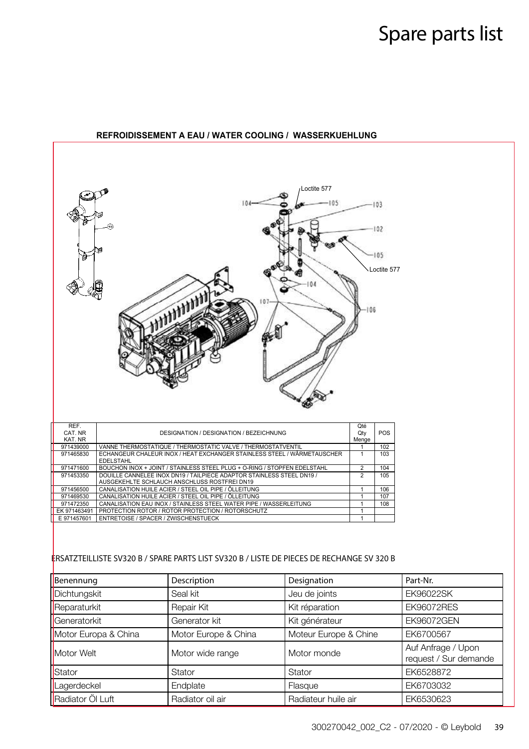# Spare parts list

**REFROIDISSEMENT A EAU / WATER COOLING / WASSERKUEHLUNG**

Loctite 577

104

105

103

102

105

Loctite 577

104

107

106

| REF. CAT. NR KAT. NR | DESIGNATION / DESIGNATION / BEZEICHNUNG | Qté Qty Menge | POS |
|---|---|---|---|
| 971439000 | VANNE THERMOSTATIQUE / THERMOSTATIC VALVE / THERMOSTATVENTIL | 1 | 102 |
| 971465830 | ECHANGEUR CHALEUR INOX / HEAT EXCHANGER STAINLESS STEEL / WÄRMETAUSCHER EDELSTAHL | 1 | 103 |
| 971471600 | BOUCHON INOX + JOINT / STAINLESS STEEL PLUG + O-RING / STOPFEN EDELSTAHL | 2 | 104 |
| 971453350 | DOUILLE CANNELEE INOX DN19 / TAILPIECE ADAPTOR STAINLESS STEEL DN19 / AUSGEKEHLTE SCHLAUCH ANSCHLUSS ROSTFREI DN19 | 2 | 105 |
| 971456500 | CANALISATION HUILE ACIER / STEEL OIL PIPE / ÖLLEITUNG | 1 | 106 |
| 971469530 | CANALISATION HUILE ACIER / STEEL OIL PIPE / ÖLLEITUNG | 1 | 107 |
| 971472350 | CANALISATION EAU INOX / STAINLESS STEEL WATER PIPE / WASSERLEITUNG | 1 | 108 |
| EK 971463491 | PROTECTION ROTOR / ROTOR PROTECTION / ROTORSCHUTZ | 1 | |
| E 971457601 | ENTRETOISE / SPACER / ZWISCHENSTUECK | 1 | |

ERSATZTEILLISTE SV320 B / SPARE PARTS LIST SV320 B / LISTE DE PIECES DE RECHANGE SV 320 B

| Benennung | Description | Designation | Part-Nr. |
|---|---|---|---|
| Dichtungskit | Seal kit | Jeu de joints | EK96022SK |
| Reparaturkit | Repair Kit | Kit réparation | EK96072RES |
| Generatorkit | Generator kit | Kit générateur | EK96072GEN |
| Motor Europa & China | Motor Europe & China | Moteur Europe & Chine | EK6700567 |
| Motor Welt | Motor wide range | Motor monde | Auf Anfrage / Upon request / Sur demande |
| Stator | Stator | Stator | EK6528872 |
| Lagerdeckel | Endplate | Flasque | EK6703032 |
| Radiator Öl Luft | Radiator oil air | Radiateur huile air | EK6530623 |

300270042_002_C2 - 07/2020 - © Leybold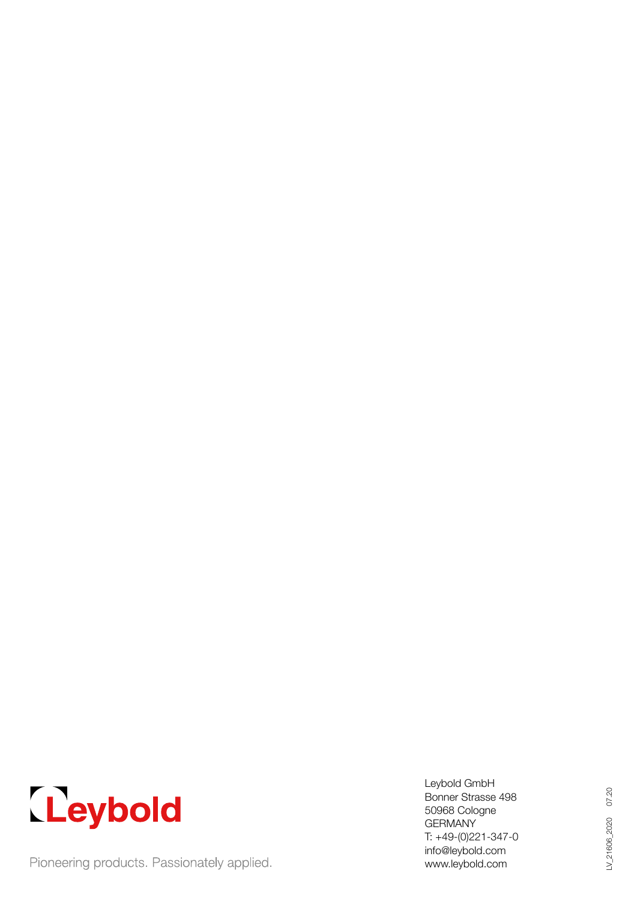Leybold

Pioneering products. Passionately applied.

Leybold GmbH
Bonner Strasse 498
50968 Cologne
GERMANY
T: +49-(0)221-347-0
info@leybold.com
www.leybold.com

LV_21606_2020 07.20